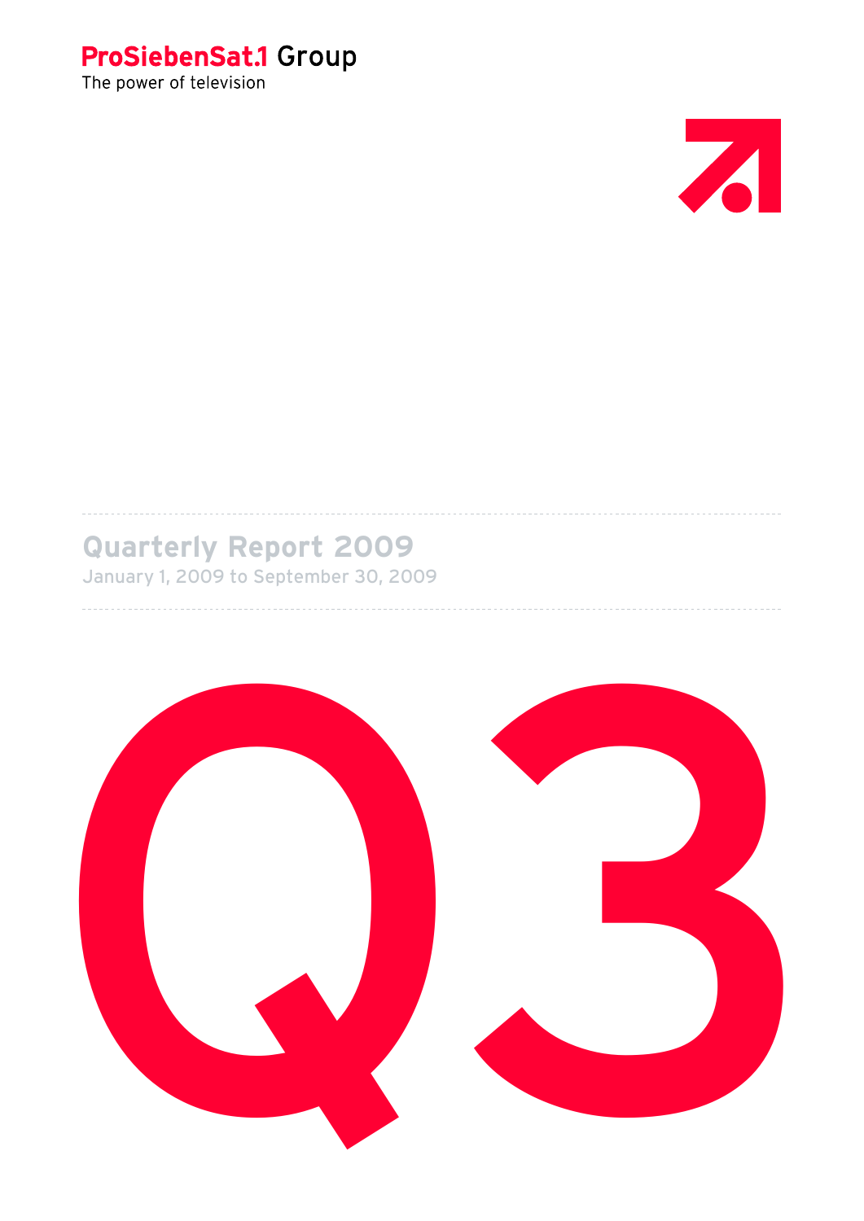**ProSiebenSat.1 Group**

The power of television

# Quarterly Report 2009

January 1, 2009 to September 30, 2009

# Q3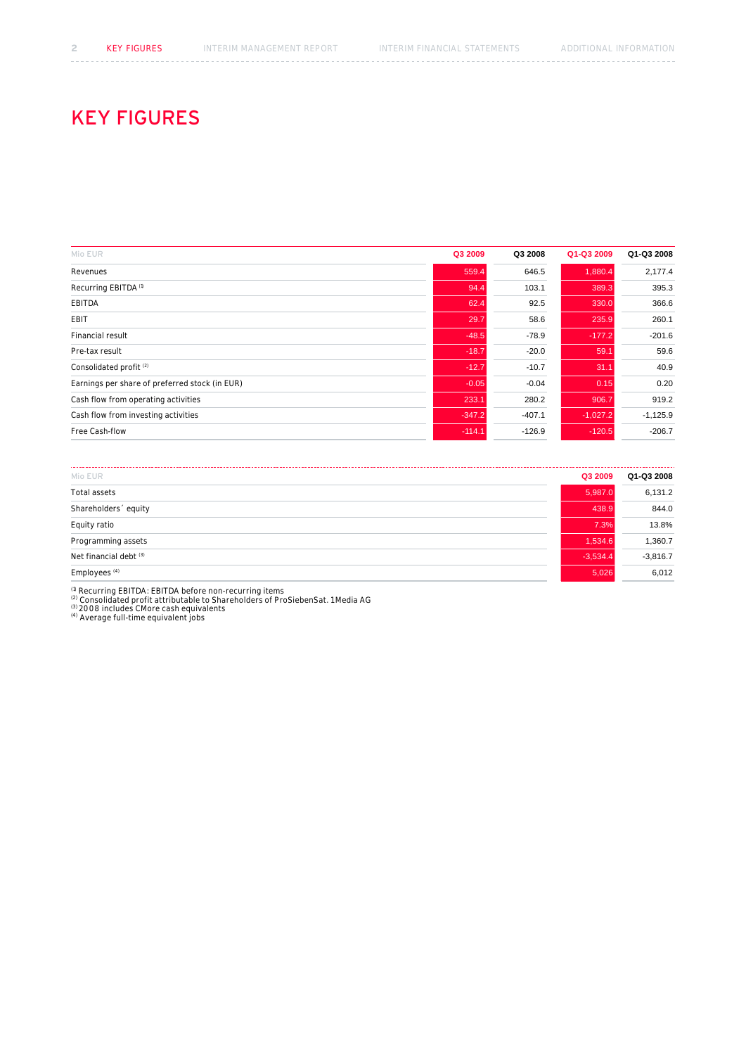# KEY FIGURES

| Mio EUR | Q3 2009 | Q3 2008 | Q1-Q3 2009 | Q1-Q3 2008 |
|---|---|---|---|---|
| Revenues | 559.4 | 646.5 | 1,880.4 | 2,177.4 |
| Recurring EBITDA [1] | 94.4 | 103.1 | 389.3 | 395.3 |
| EBITDA | 62.4 | 92.5 | 330.0 | 366.6 |
| EBIT | 29.7 | 58.6 | 235.9 | 260.1 |
| Financial result | -48.5 | -78.9 | -177.2 | -201.6 |
| Pre-tax result | -18.7 | -20.0 | 59.1 | 59.6 |
| Consolidated profit [2] | -12.7 | -10.7 | 31.1 | 40.9 |
| Earnings per share of preferred stock (in EUR) | -0.05 | -0.04 | 0.15 | 0.20 |
| Cash flow from operating activities | 233.1 | 280.2 | 906.7 | 919.2 |
| Cash flow from investing activities | -347.2 | -407.1 | -1,027.2 | -1,125.9 |
| Free Cash-flow | -114.1 | -126.9 | -120.5 | -206.7 |

| Mio EUR | Q3 2009 | Q1-Q3 2008 |
|---|---|---|
| Total assets | 5,987.0 | 6,131.2 |
| Shareholders´ equity | 438.9 | 844.0 |
| Equity ratio | 7.3% | 13.8% |
| Programming assets | 1,534.6 | 1,360.7 |
| Net financial debt [3] | -3,534.4 | -3,816.7 |
| Employees [4] | 5,026 | 6,012 |

[1] Recurring EBITDA: EBITDA before non-recurring items
[2] Consolidated profit attributable to Shareholders of ProSiebenSat. 1Media AG
[3] 2008 includes CMore cash equivalents
[4] Average full-time equivalent jobs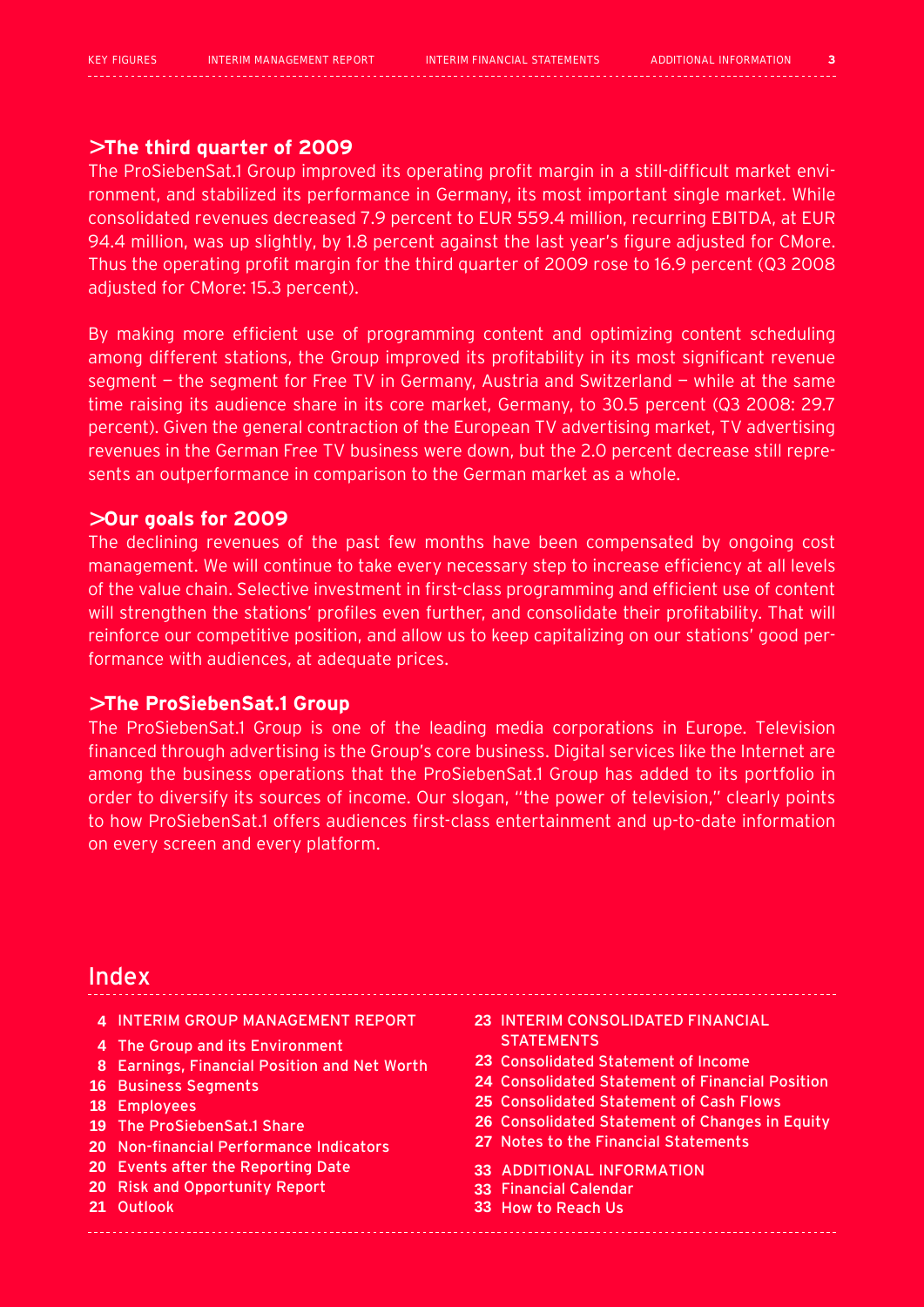## >The third quarter of 2009

The ProSiebenSat.1 Group improved its operating profit margin in a still-difficult market environment, and stabilized its performance in Germany, its most important single market. While consolidated revenues decreased 7.9 percent to EUR 559.4 million, recurring EBITDA, at EUR 94.4 million, was up slightly, by 1.8 percent against the last year's figure adjusted for CMore. Thus the operating profit margin for the third quarter of 2009 rose to 16.9 percent (Q3 2008 adjusted for CMore: 15.3 percent).

By making more efficient use of programming content and optimizing content scheduling among different stations, the Group improved its profitability in its most significant revenue segment — the segment for Free TV in Germany, Austria and Switzerland — while at the same time raising its audience share in its core market, Germany, to 30.5 percent (Q3 2008: 29.7 percent). Given the general contraction of the European TV advertising market, TV advertising revenues in the German Free TV business were down, but the 2.0 percent decrease still represents an outperformance in comparison to the German market as a whole.

## >Our goals for 2009

The declining revenues of the past few months have been compensated by ongoing cost management. We will continue to take every necessary step to increase efficiency at all levels of the value chain. Selective investment in first-class programming and efficient use of content will strengthen the stations' profiles even further, and consolidate their profitability. That will reinforce our competitive position, and allow us to keep capitalizing on our stations' good performance with audiences, at adequate prices.

## >The ProSiebenSat.1 Group

The ProSiebenSat.1 Group is one of the leading media corporations in Europe. Television financed through advertising is the Group's core business. Digital services like the Internet are among the business operations that the ProSiebenSat.1 Group has added to its portfolio in order to diversify its sources of income. Our slogan, "the power of television," clearly points to how ProSiebenSat.1 offers audiences first-class entertainment and up-to-date information on every screen and every platform.

# Index

- **4** INTERIM GROUP MANAGEMENT REPORT
- **4** The Group and its Environment
- **8** Earnings, Financial Position and Net Worth
- **16** Business Segments
- **18** Employees
- **19** The ProSiebenSat.1 Share
- **20** Non-financial Performance Indicators
- **20** Events after the Reporting Date
- **20** Risk and Opportunity Report
- **21** Outlook
- **23** INTERIM CONSOLIDATED FINANCIAL STATEMENTS
- **23** Consolidated Statement of Income
- **24** Consolidated Statement of Financial Position
- **25** Consolidated Statement of Cash Flows
- **26** Consolidated Statement of Changes in Equity
- **27** Notes to the Financial Statements
- **33** ADDITIONAL INFORMATION
- **33** Financial Calendar
- **33** How to Reach Us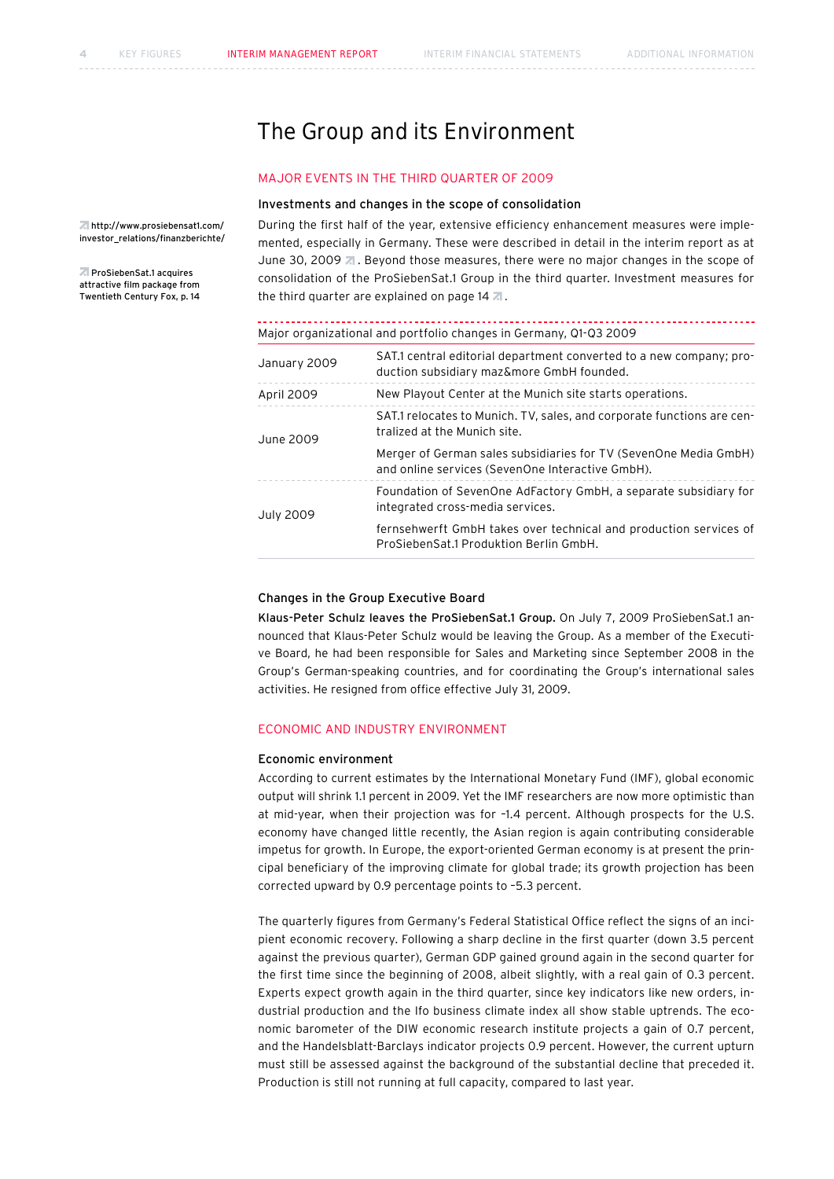# The Group and its Environment

## MAJOR EVENTS IN THE THIRD QUARTER OF 2009

### Investments and changes in the scope of consolidation

http://www.prosiebensat1.com/investor_relations/finanzberichte/

ProSiebenSat.1 acquires attractive film package from Twentieth Century Fox, p. 14

During the first half of the year, extensive efficiency enhancement measures were implemented, especially in Germany. These were described in detail in the interim report as at June 30, 2009. Beyond those measures, there were no major changes in the scope of consolidation of the ProSiebenSat.1 Group in the third quarter. Investment measures for the third quarter are explained on page 14.

| Major organizational and portfolio changes in Germany, Q1-Q3 2009 | |
|---|---|
| January 2009 | SAT.1 central editorial department converted to a new company; production subsidiary maz&more GmbH founded. |
| April 2009 | New Playout Center at the Munich site starts operations. |
| June 2009 | SAT.1 relocates to Munich. TV, sales, and corporate functions are centralized at the Munich site. |
| | Merger of German sales subsidiaries for TV (SevenOne Media GmbH) and online services (SevenOne Interactive GmbH). |
| July 2009 | Foundation of SevenOne AdFactory GmbH, a separate subsidiary for integrated cross-media services. |
| | fernsehwerft GmbH takes over technical and production services of ProSiebenSat.1 Produktion Berlin GmbH. |

### Changes in the Group Executive Board

**Klaus-Peter Schulz leaves the ProSiebenSat.1 Group.** On July 7, 2009 ProSiebenSat.1 announced that Klaus-Peter Schulz would be leaving the Group. As a member of the Executive Board, he had been responsible for Sales and Marketing since September 2008 in the Group's German-speaking countries, and for coordinating the Group's international sales activities. He resigned from office effective July 31, 2009.

## ECONOMIC AND INDUSTRY ENVIRONMENT

### Economic environment

According to current estimates by the International Monetary Fund (IMF), global economic output will shrink 1.1 percent in 2009. Yet the IMF researchers are now more optimistic than at mid-year, when their projection was for -1.4 percent. Although prospects for the U.S. economy have changed little recently, the Asian region is again contributing considerable impetus for growth. In Europe, the export-oriented German economy is at present the principal beneficiary of the improving climate for global trade; its growth projection has been corrected upward by 0.9 percentage points to –5.3 percent.

The quarterly figures from Germany's Federal Statistical Office reflect the signs of an incipient economic recovery. Following a sharp decline in the first quarter (down 3.5 percent against the previous quarter), German GDP gained ground again in the second quarter for the first time since the beginning of 2008, albeit slightly, with a real gain of 0.3 percent. Experts expect growth again in the third quarter, since key indicators like new orders, industrial production and the Ifo business climate index all show stable uptrends. The economic barometer of the DIW economic research institute projects a gain of 0.7 percent, and the Handelsblatt-Barclays indicator projects 0.9 percent. However, the current upturn must still be assessed against the background of the substantial decline that preceded it. Production is still not running at full capacity, compared to last year.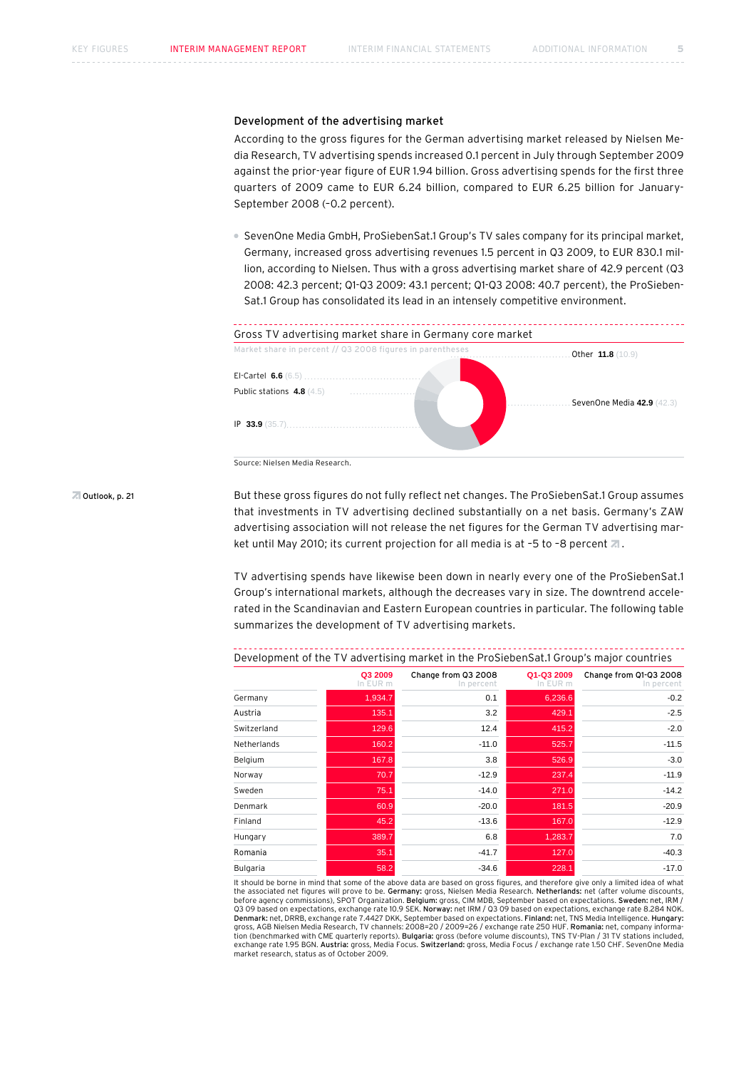## Development of the advertising market

According to the gross figures for the German advertising market released by Nielsen Media Research, TV advertising spends increased 0.1 percent in July through September 2009 against the prior-year figure of EUR 1.94 billion. Gross advertising spends for the first three quarters of 2009 came to EUR 6.24 billion, compared to EUR 6.25 billion for January-September 2008 (–0.2 percent).

- SevenOne Media GmbH, ProSiebenSat.1 Group's TV sales company for its principal market, Germany, increased gross advertising revenues 1.5 percent in Q3 2009, to EUR 830.1 million, according to Nielsen. Thus with a gross advertising market share of 42.9 percent (Q3 2008: 42.3 percent; Q1-Q3 2009: 43.1 percent; Q1-Q3 2008: 40.7 percent), the ProSiebenSat.1 Group has consolidated its lead in an intensely competitive environment.

**Gross TV advertising market share in Germany core market**

Market share in percent // Q3 2008 figures in parentheses

- Other **11.8** (10.9)
- El-Cartel **6.6** (6.5)
- Public stations **4.8** (4.5)
- SevenOne Media **42.9** (42.3)
- IP **33.9** (35.7)

Source: Nielsen Media Research.

Outlook, p. 21

But these gross figures do not fully reflect net changes. The ProSiebenSat.1 Group assumes that investments in TV advertising declined substantially on a net basis. Germany's ZAW advertising association will not release the net figures for the German TV advertising market until May 2010; its current projection for all media is at –5 to -8 percent.

TV advertising spends have likewise been down in nearly every one of the ProSiebenSat.1 Group's international markets, although the decreases vary in size. The downtrend accelerated in the Scandinavian and Eastern European countries in particular. The following table summarizes the development of TV advertising markets.

**Development of the TV advertising market in the ProSiebenSat.1 Group's major countries**

| | Q3 2009 In EUR m | Change from Q3 2008 In percent | Q1-Q3 2009 In EUR m | Change from Q1-Q3 2008 In percent |
|---|---|---|---|---|
| Germany | 1,934.7 | 0.1 | 6,236.6 | -0.2 |
| Austria | 135.1 | 3.2 | 429.1 | -2.5 |
| Switzerland | 129.6 | 12.4 | 415.2 | -2.0 |
| Netherlands | 160.2 | -11.0 | 525.7 | -11.5 |
| Belgium | 167.8 | 3.8 | 526.9 | -3.0 |
| Norway | 70.7 | -12.9 | 237.4 | -11.9 |
| Sweden | 75.1 | -14.0 | 271.0 | -14.2 |
| Denmark | 60.9 | -20.0 | 181.5 | -20.9 |
| Finland | 45.2 | -13.6 | 167.0 | -12.9 |
| Hungary | 389.7 | 6.8 | 1,283.7 | 7.0 |
| Romania | 35.1 | -41.7 | 127.0 | -40.3 |
| Bulgaria | 58.2 | -34.6 | 228.1 | -17.0 |

It should be borne in mind that some of the above data are based on gross figures, and therefore give only a limited idea of what the associated net figures will prove to be. **Germany:** gross, Nielsen Media Research. **Netherlands:** net (after volume discounts, before agency commissions), SPOT Organization. **Belgium:** gross, CIM MDB, September based on expectations. **Sweden:** net, IRM / Q3 09 based on expectations, exchange rate 10.9 SEK. **Norway:** net IRM / Q3 09 based on expectations, exchange rate 8.284 NOK. **Denmark:** net, DRRB, exchange rate 7.4427 DKK, September based on expectations. **Finland:** net, TNS Media Intelligence. **Hungary:** gross, AGB Nielsen Media Research, TV channels: 2008=20 / 2009=26 / exchange rate 250 HUF. **Romania:** net, company information (benchmarked with CME quarterly reports). **Bulgaria:** gross (before volume discounts), TNS TV-Plan / 31 TV stations included, exchange rate 1.95 BGN. **Austria:** gross, Media Focus. **Switzerland:** gross, Media Focus / exchange rate 1.50 CHF. SevenOne Media market research, status as of October 2009.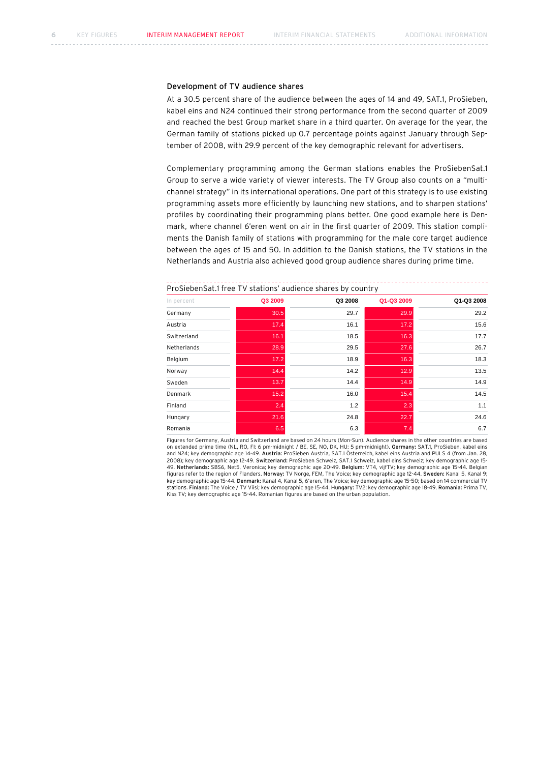## Development of TV audience shares

At a 30.5 percent share of the audience between the ages of 14 and 49, SAT.1, ProSieben, kabel eins and N24 continued their strong performance from the second quarter of 2009 and reached the best Group market share in a third quarter. On average for the year, the German family of stations picked up 0.7 percentage points against January through September of 2008, with 29.9 percent of the key demographic relevant for advertisers.

Complementary programming among the German stations enables the ProSiebenSat.1 Group to serve a wide variety of viewer interests. The TV Group also counts on a "multichannel strategy" in its international operations. One part of this strategy is to use existing programming assets more efficiently by launching new stations, and to sharpen stations' profiles by coordinating their programming plans better. One good example here is Denmark, where channel 6'eren went on air in the first quarter of 2009. This station compliments the Danish family of stations with programming for the male core target audience between the ages of 15 and 50. In addition to the Danish stations, the TV stations in the Netherlands and Austria also achieved good group audience shares during prime time.

ProSiebenSat.1 free TV stations' audience shares by country

| In percent | Q3 2009 | Q3 2008 | Q1-Q3 2009 | Q1-Q3 2008 |
|---|---|---|---|---|
| Germany | 30.5 | 29.7 | 29.9 | 29.2 |
| Austria | 17.4 | 16.1 | 17.2 | 15.6 |
| Switzerland | 16.1 | 18.5 | 16.3 | 17.7 |
| Netherlands | 28.9 | 29.5 | 27.6 | 26.7 |
| Belgium | 17.2 | 18.9 | 16.3 | 18.3 |
| Norway | 14.4 | 14.2 | 12.9 | 13.5 |
| Sweden | 13.7 | 14.4 | 14.9 | 14.9 |
| Denmark | 15.2 | 16.0 | 15.4 | 14.5 |
| Finland | 2.4 | 1.2 | 2.3 | 1.1 |
| Hungary | 21.6 | 24.8 | 22.7 | 24.6 |
| Romania | 6.5 | 6.3 | 7.4 | 6.7 |

Figures for Germany, Austria and Switzerland are based on 24 hours (Mon-Sun). Audience shares in the other countries are based on extended prime time (NL, RO, FI: 6 pm-midnight / BE, SE, NO, DK, HU: 5 pm-midnight). **Germany:** SAT.1, ProSieben, kabel eins and N24; key demographic age 14-49. **Austria:** ProSieben Austria, SAT.1 Österreich, kabel eins Austria and PULS 4 (from Jan. 28, 2008); key demographic age 12-49. **Switzerland:** ProSieben Schweiz, SAT.1 Schweiz, kabel eins Schweiz; key demographic age 15-49. **Netherlands:** SBS6, Net5, Veronica; key demographic age 20-49. **Belgium:** VT4, vijfTV; key demographic age 15-44. Belgian figures refer to the region of Flanders. **Norway:** TV Norge, FEM, The Voice; key demographic age 12-44. **Sweden:** Kanal 5, Kanal 9; key demographic age 15-44. **Denmark:** Kanal 4, Kanal 5, 6'eren, The Voice; key demographic age 15-50; based on 14 commercial TV stations. **Finland:** The Voice / TV Viisi; key demographic age 15-44. **Hungary:** TV2; key demographic age 18-49. **Romania:** Prima TV, Kiss TV; key demographic age 15-44. Romanian figures are based on the urban population.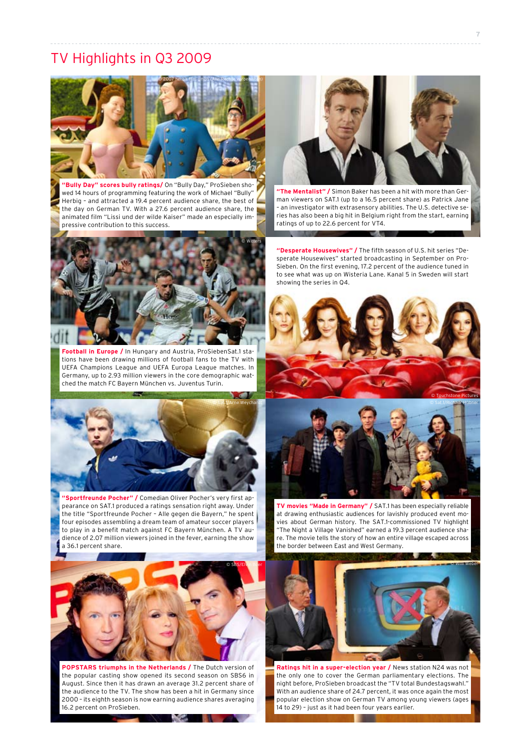# TV Highlights in Q3 2009

**"Bully Day" scores bully ratings/** On "Bully Day," ProSieben showed 14 hours of programming featuring the work of Michael "Bully" Herbig – and attracted a 19.4 percent audience share, the best of the day on German TV. With a 27.6 percent audience share, the animated film "Lissi und der wilde Kaiser" made an especially impressive contribution to this success.

© 2007 herbX film gmbh (Alle Rechte vorbehalten)

**"The Mentalist" /** Simon Baker has been a hit with more than German viewers on SAT.1 (up to a 16.5 percent share) as Patrick Jane – an investigator with extrasensory abilities. The U.S. detective series has also been a big hit in Belgium right from the start, earning ratings of up to 22.6 percent for VT4.

**Football in Europe /** In Hungary and Austria, ProSiebenSat.1 stations have been drawing millions of football fans to the TV with UEFA Champions League and UEFA Europa League matches. In Germany, up to 2.93 million viewers in the core demographic watched the match FC Bayern München vs. Juventus Turin.

© Witters

**"Desperate Housewives" /** The fifth season of U.S. hit series "Desperate Housewives" started broadcasting in September on ProSieben. On the first evening, 17.2 percent of the audience tuned in to see what was up on Wisteria Lane. Kanal 5 in Sweden will start showing the series in Q4.

© Touchstone Pictures

**"Sportfreunde Pocher" /** Comedian Oliver Pocher's very first appearance on SAT.1 produced a ratings sensation right away. Under the title "Sportfreunde Pocher – Alle gegen die Bayern," he spent four episodes assembling a dream team of amateur soccer players to play in a benefit match against FC Bayern München. A TV audience of 2.07 million viewers joined in the fever, earning the show a 36.1 percent share.

© Sat.1/Arne Weychardt

**TV movies "Made in Germany" /** SAT.1 has been especially reliable at drawing enthusiastic audiences for lavishly produced event movies about German history. The SAT.1-commissioned TV highlight "The Night a Village Vanished" earned a 19.3 percent audience share. The movie tells the story of how an entire village escaped across the border between East and West Germany.

© Sat.1/Richard Hübner

**POPSTARS triumphs in the Netherlands /** The Dutch version of the popular casting show opened its second season on SBS6 in August. Since then it has drawn an average 31.2 percent share of the audience to the TV. The show has been a hit in Germany since 2000 – its eighth season is now earning audience shares averaging 16.2 percent on ProSieben.

© SBS/Erik Tabar

**Ratings hit in a super-election year /** News station N24 was not the only one to cover the German parliamentary elections. The night before, ProSieben broadcast the "TV total Bundestagswahl." With an audience share of 24.7 percent, it was once again the most popular election show on German TV among young viewers (ages 14 to 29) – just as it had been four years earlier.

© Willi Weber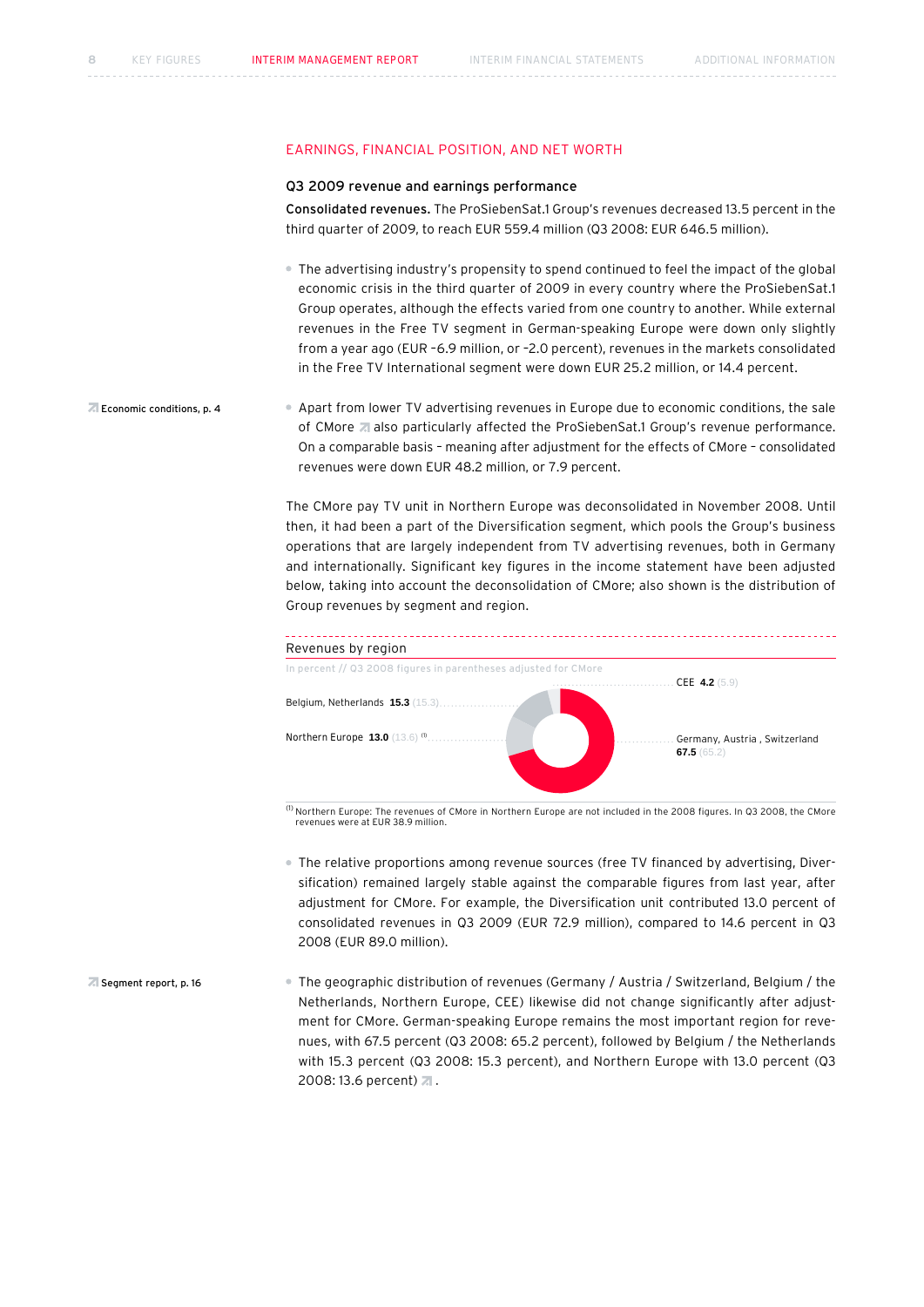## EARNINGS, FINANCIAL POSITION, AND NET WORTH

### Q3 2009 revenue and earnings performance

**Consolidated revenues.** The ProSiebenSat.1 Group's revenues decreased 13.5 percent in the third quarter of 2009, to reach EUR 559.4 million (Q3 2008: EUR 646.5 million).

- The advertising industry's propensity to spend continued to feel the impact of the global economic crisis in the third quarter of 2009 in every country where the ProSiebenSat.1 Group operates, although the effects varied from one country to another. While external revenues in the Free TV segment in German-speaking Europe were down only slightly from a year ago (EUR –6.9 million, or –2.0 percent), revenues in the markets consolidated in the Free TV International segment were down EUR 25.2 million, or 14.4 percent.

Economic conditions, p. 4

- Apart from lower TV advertising revenues in Europe due to economic conditions, the sale of CMore also particularly affected the ProSiebenSat.1 Group's revenue performance. On a comparable basis – meaning after adjustment for the effects of CMore – consolidated revenues were down EUR 48.2 million, or 7.9 percent.

The CMore pay TV unit in Northern Europe was deconsolidated in November 2008. Until then, it had been a part of the Diversification segment, which pools the Group's business operations that are largely independent from TV advertising revenues, both in Germany and internationally. Significant key figures in the income statement have been adjusted below, taking into account the deconsolidation of CMore; also shown is the distribution of Group revenues by segment and region.

**Revenues by region**

In percent // Q3 2008 figures in parentheses adjusted for CMore

| Region | Q3 2009 | (Q3 2008) |
|---|---|---|
| Germany, Austria, Switzerland | 67.5 | (65.2) |
| Belgium, Netherlands | 15.3 | (15.3) |
| Northern Europe | 13.0 | (13.6) [1] |
| CEE | 4.2 | (5.9) |

[1] Northern Europe: The revenues of CMore in Northern Europe are not included in the 2008 figures. In Q3 2008, the CMore revenues were at EUR 38.9 million.

- The relative proportions among revenue sources (free TV financed by advertising, Diversification) remained largely stable against the comparable figures from last year, after adjustment for CMore. For example, the Diversification unit contributed 13.0 percent of consolidated revenues in Q3 2009 (EUR 72.9 million), compared to 14.6 percent in Q3 2008 (EUR 89.0 million).

Segment report, p. 16

- The geographic distribution of revenues (Germany / Austria / Switzerland, Belgium / the Netherlands, Northern Europe, CEE) likewise did not change significantly after adjustment for CMore. German-speaking Europe remains the most important region for revenues, with 67.5 percent (Q3 2008: 65.2 percent), followed by Belgium / the Netherlands with 15.3 percent (Q3 2008: 15.3 percent), and Northern Europe with 13.0 percent (Q3 2008: 13.6 percent).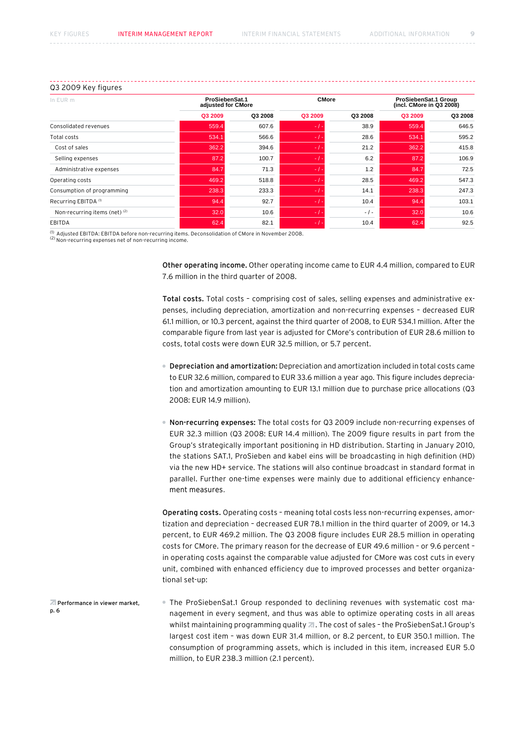Q3 2009 Key figures

| In EUR m | ProSiebenSat.1 adjusted for CMore | | CMore | | ProSiebenSat.1 Group (incl. CMore in Q3 2008) | |
|---|---|---|---|---|---|---|
| | Q3 2009 | Q3 2008 | Q3 2009 | Q3 2008 | Q3 2009 | Q3 2008 |
| Consolidated revenues | 559.4 | 607.6 | - / - | 38.9 | 559.4 | 646.5 |
| Total costs | 534.1 | 566.6 | - / - | 28.6 | 534.1 | 595.2 |
| Cost of sales | 362.2 | 394.6 | - / - | 21.2 | 362.2 | 415.8 |
| Selling expenses | 87.2 | 100.7 | - / - | 6.2 | 87.2 | 106.9 |
| Administrative expenses | 84.7 | 71.3 | - / - | 1.2 | 84.7 | 72.5 |
| Operating costs | 469.2 | 518.8 | - / - | 28.5 | 469.2 | 547.3 |
| Consumption of programming | 238.3 | 233.3 | - / - | 14.1 | 238.3 | 247.3 |
| Recurring EBITDA [1] | 94.4 | 92.7 | - / - | 10.4 | 94.4 | 103.1 |
| Non-recurring items (net) [2] | 32.0 | 10.6 | - / - | - / - | 32.0 | 10.6 |
| EBITDA | 62.4 | 82.1 | - / - | 10.4 | 62.4 | 92.5 |

[1] Adjusted EBITDA: EBITDA before non-recurring items. Deconsolidation of CMore in November 2008.
[2] Non-recurring expenses net of non-recurring income.

**Other operating income.** Other operating income came to EUR 4.4 million, compared to EUR 7.6 million in the third quarter of 2008.

**Total costs.** Total costs – comprising cost of sales, selling expenses and administrative expenses, including depreciation, amortization and non-recurring expenses – decreased EUR 61.1 million, or 10.3 percent, against the third quarter of 2008, to EUR 534.1 million. After the comparable figure from last year is adjusted for CMore's contribution of EUR 28.6 million to costs, total costs were down EUR 32.5 million, or 5.7 percent.

- **Depreciation and amortization:** Depreciation and amortization included in total costs came to EUR 32.6 million, compared to EUR 33.6 million a year ago. This figure includes depreciation and amortization amounting to EUR 13.1 million due to purchase price allocations (Q3 2008: EUR 14.9 million).

- **Non-recurring expenses:** The total costs for Q3 2009 include non-recurring expenses of EUR 32.3 million (Q3 2008: EUR 14.4 million). The 2009 figure results in part from the Group's strategically important positioning in HD distribution. Starting in January 2010, the stations SAT.1, ProSieben and kabel eins will be broadcasting in high definition (HD) via the new HD+ service. The stations will also continue broadcast in standard format in parallel. Further one-time expenses were mainly due to additional efficiency enhancement measures.

**Operating costs.** Operating costs – meaning total costs less non-recurring expenses, amortization and depreciation – decreased EUR 78.1 million in the third quarter of 2009, or 14.3 percent, to EUR 469.2 million. The Q3 2008 figure includes EUR 28.5 million in operating costs for CMore. The primary reason for the decrease of EUR 49.6 million – or 9.6 percent – in operating costs against the comparable value adjusted for CMore was cost cuts in every unit, combined with enhanced efficiency due to improved processes and better organizational set-up:

Performance in viewer market, p. 6

- The ProSiebenSat.1 Group responded to declining revenues with systematic cost management in every segment, and thus was able to optimize operating costs in all areas whilst maintaining programming quality. The cost of sales – the ProSiebenSat.1 Group's largest cost item – was down EUR 31.4 million, or 8.2 percent, to EUR 350.1 million. The consumption of programming assets, which is included in this item, increased EUR 5.0 million, to EUR 238.3 million (2.1 percent).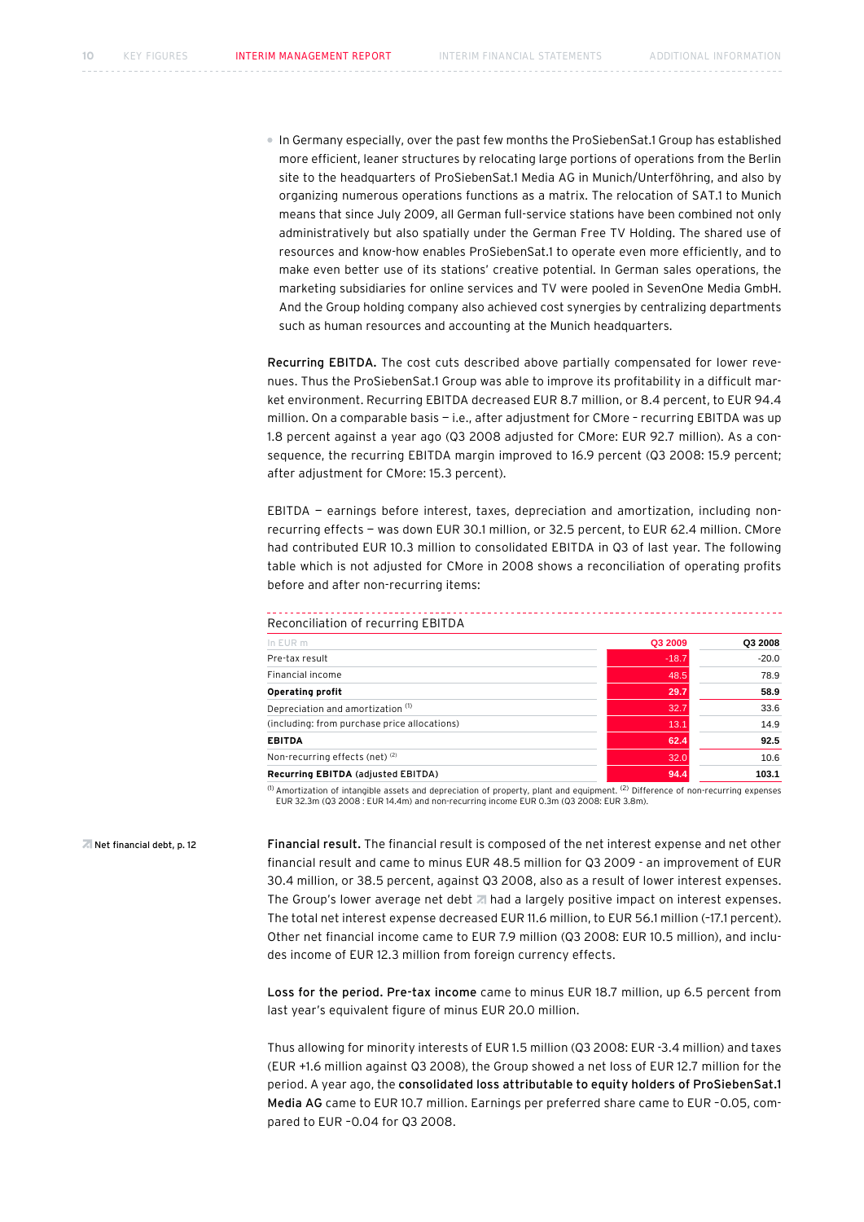- In Germany especially, over the past few months the ProSiebenSat.1 Group has established more efficient, leaner structures by relocating large portions of operations from the Berlin site to the headquarters of ProSiebenSat.1 Media AG in Munich/Unterföhring, and also by organizing numerous operations functions as a matrix. The relocation of SAT.1 to Munich means that since July 2009, all German full-service stations have been combined not only administratively but also spatially under the German Free TV Holding. The shared use of resources and know-how enables ProSiebenSat.1 to operate even more efficiently, and to make even better use of its stations' creative potential. In German sales operations, the marketing subsidiaries for online services and TV were pooled in SevenOne Media GmbH. And the Group holding company also achieved cost synergies by centralizing departments such as human resources and accounting at the Munich headquarters.

**Recurring EBITDA.** The cost cuts described above partially compensated for lower revenues. Thus the ProSiebenSat.1 Group was able to improve its profitability in a difficult market environment. Recurring EBITDA decreased EUR 8.7 million, or 8.4 percent, to EUR 94.4 million. On a comparable basis – i.e., after adjustment for CMore – recurring EBITDA was up 1.8 percent against a year ago (Q3 2008 adjusted for CMore: EUR 92.7 million). As a consequence, the recurring EBITDA margin improved to 16.9 percent (Q3 2008: 15.9 percent; after adjustment for CMore: 15.3 percent).

EBITDA – earnings before interest, taxes, depreciation and amortization, including non-recurring effects – was down EUR 30.1 million, or 32.5 percent, to EUR 62.4 million. CMore had contributed EUR 10.3 million to consolidated EBITDA in Q3 of last year. The following table which is not adjusted for CMore in 2008 shows a reconciliation of operating profits before and after non-recurring items:

Reconciliation of recurring EBITDA

| In EUR m | Q3 2009 | Q3 2008 |
|---|---|---|
| Pre-tax result | -18.7 | -20.0 |
| Financial income | 48.5 | 78.9 |
| **Operating profit** | **29.7** | **58.9** |
| Depreciation and amortization [1] | 32.7 | 33.6 |
| (including: from purchase price allocations) | 13.1 | 14.9 |
| **EBITDA** | **62.4** | **92.5** |
| Non-recurring effects (net) [2] | 32.0 | 10.6 |
| **Recurring EBITDA** (adjusted EBITDA) | **94.4** | **103.1** |

[1] Amortization of intangible assets and depreciation of property, plant and equipment. [2] Difference of non-recurring expenses EUR 32.3m (Q3 2008 : EUR 14.4m) and non-recurring income EUR 0.3m (Q3 2008: EUR 3.8m).

Net financial debt, p. 12

**Financial result.** The financial result is composed of the net interest expense and net other financial result and came to minus EUR 48.5 million for Q3 2009 - an improvement of EUR 30.4 million, or 38.5 percent, against Q3 2008, also as a result of lower interest expenses. The Group's lower average net debt had a largely positive impact on interest expenses. The total net interest expense decreased EUR 11.6 million, to EUR 56.1 million (-17.1 percent). Other net financial income came to EUR 7.9 million (Q3 2008: EUR 10.5 million), and includes income of EUR 12.3 million from foreign currency effects.

**Loss for the period. Pre-tax income** came to minus EUR 18.7 million, up 6.5 percent from last year's equivalent figure of minus EUR 20.0 million.

Thus allowing for minority interests of EUR 1.5 million (Q3 2008: EUR -3.4 million) and taxes (EUR +1.6 million against Q3 2008), the Group showed a net loss of EUR 12.7 million for the period. A year ago, the **consolidated loss attributable to equity holders of ProSiebenSat.1 Media AG** came to EUR 10.7 million. Earnings per preferred share came to EUR -0.05, compared to EUR -0.04 for Q3 2008.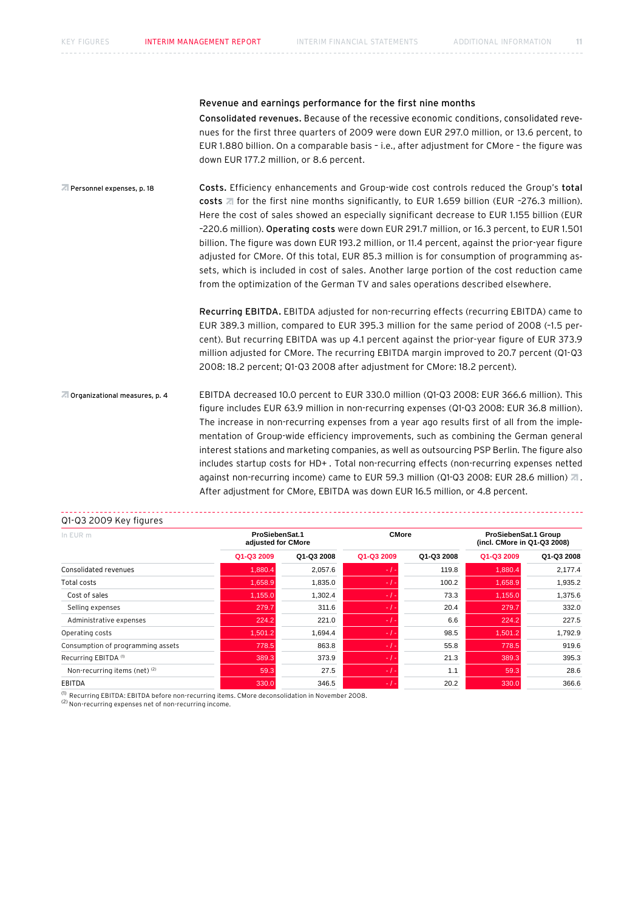## Revenue and earnings performance for the first nine months

**Consolidated revenues.** Because of the recessive economic conditions, consolidated revenues for the first three quarters of 2009 were down EUR 297.0 million, or 13.6 percent, to EUR 1.880 billion. On a comparable basis – i.e., after adjustment for CMore – the figure was down EUR 177.2 million, or 8.6 percent.

Personnel expenses, p. 18

**Costs.** Efficiency enhancements and Group-wide cost controls reduced the Group's **total costs** for the first nine months significantly, to EUR 1.659 billion (EUR -276.3 million). Here the cost of sales showed an especially significant decrease to EUR 1.155 billion (EUR -220.6 million). **Operating costs** were down EUR 291.7 million, or 16.3 percent, to EUR 1.501 billion. The figure was down EUR 193.2 million, or 11.4 percent, against the prior-year figure adjusted for CMore. Of this total, EUR 85.3 million is for consumption of programming assets, which is included in cost of sales. Another large portion of the cost reduction came from the optimization of the German TV and sales operations described elsewhere.

**Recurring EBITDA.** EBITDA adjusted for non-recurring effects (recurring EBITDA) came to EUR 389.3 million, compared to EUR 395.3 million for the same period of 2008 (-1.5 percent). But recurring EBITDA was up 4.1 percent against the prior-year figure of EUR 373.9 million adjusted for CMore. The recurring EBITDA margin improved to 20.7 percent (Q1-Q3 2008: 18.2 percent; Q1-Q3 2008 after adjustment for CMore: 18.2 percent).

Organizational measures, p. 4

EBITDA decreased 10.0 percent to EUR 330.0 million (Q1-Q3 2008: EUR 366.6 million). This figure includes EUR 63.9 million in non-recurring expenses (Q1-Q3 2008: EUR 36.8 million). The increase in non-recurring expenses from a year ago results first of all from the implementation of Group-wide efficiency improvements, such as combining the German general interest stations and marketing companies, as well as outsourcing PSP Berlin. The figure also includes startup costs for HD+. Total non-recurring effects (non-recurring expenses netted against non-recurring income) came to EUR 59.3 million (Q1-Q3 2008: EUR 28.6 million). After adjustment for CMore, EBITDA was down EUR 16.5 million, or 4.8 percent.

### Q1-Q3 2009 Key figures

| In EUR m | ProSiebenSat.1 adjusted for CMore | | CMore | | ProSiebenSat.1 Group (incl. CMore in Q1-Q3 2008) | |
|---|---|---|---|---|---|---|
| | Q1-Q3 2009 | Q1-Q3 2008 | Q1-Q3 2009 | Q1-Q3 2008 | Q1-Q3 2009 | Q1-Q3 2008 |
| Consolidated revenues | 1,880.4 | 2,057.6 | - / - | 119.8 | 1,880.4 | 2,177.4 |
| Total costs | 1,658.9 | 1,835.0 | - / - | 100.2 | 1,658.9 | 1,935.2 |
| Cost of sales | 1,155.0 | 1,302.4 | - / - | 73.3 | 1,155.0 | 1,375.6 |
| Selling expenses | 279.7 | 311.6 | - / - | 20.4 | 279.7 | 332.0 |
| Administrative expenses | 224.2 | 221.0 | - / - | 6.6 | 224.2 | 227.5 |
| Operating costs | 1,501.2 | 1,694.4 | - / - | 98.5 | 1,501.2 | 1,792.9 |
| Consumption of programming assets | 778.5 | 863.8 | - / - | 55.8 | 778.5 | 919.6 |
| Recurring EBITDA [1] | 389.3 | 373.9 | - / - | 21.3 | 389.3 | 395.3 |
| Non-recurring items (net) [2] | 59.3 | 27.5 | - / - | 1.1 | 59.3 | 28.6 |
| EBITDA | 330.0 | 346.5 | - / - | 20.2 | 330.0 | 366.6 |

[1] Recurring EBITDA: EBITDA before non-recurring items. CMore deconsolidation in November 2008.
[2] Non-recurring expenses net of non-recurring income.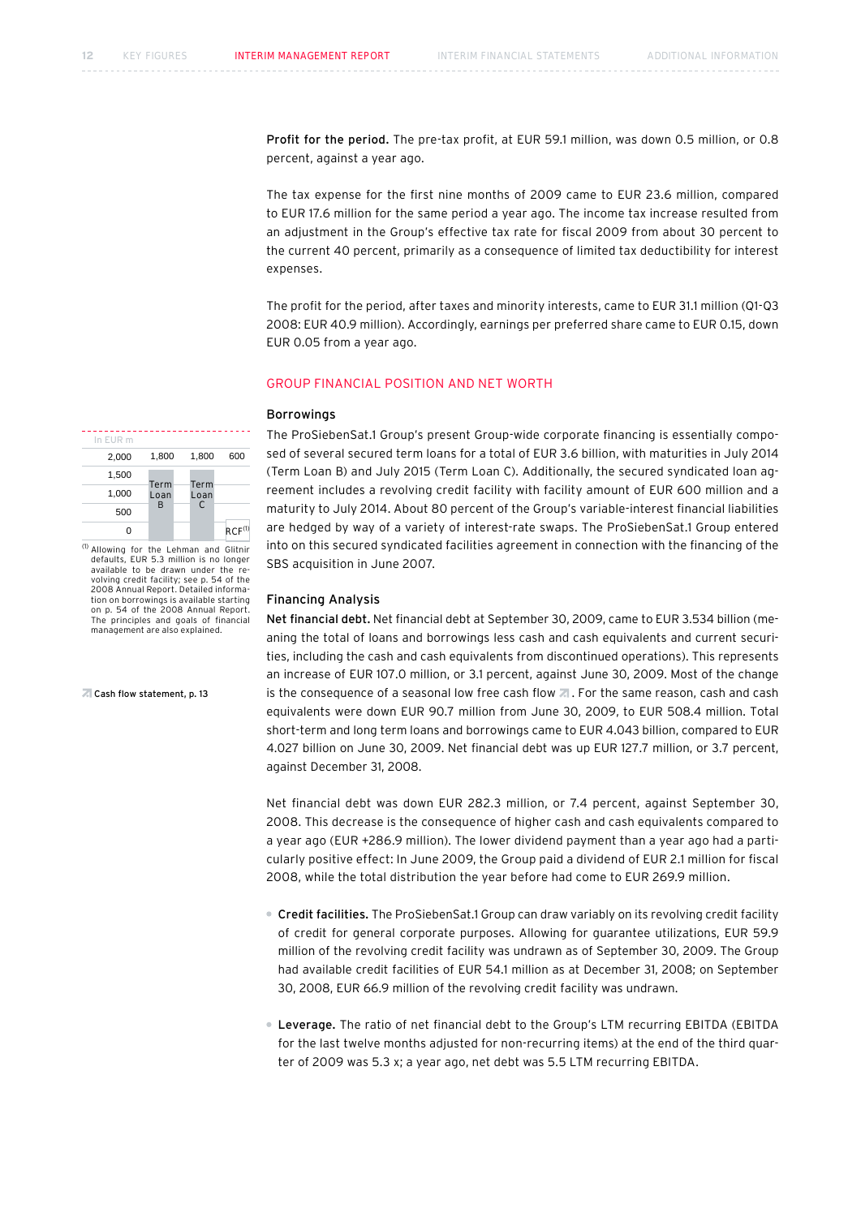**Profit for the period.** The pre-tax profit, at EUR 59.1 million, was down 0.5 million, or 0.8 percent, against a year ago.

The tax expense for the first nine months of 2009 came to EUR 23.6 million, compared to EUR 17.6 million for the same period a year ago. The income tax increase resulted from an adjustment in the Group's effective tax rate for fiscal 2009 from about 30 percent to the current 40 percent, primarily as a consequence of limited tax deductibility for interest expenses.

The profit for the period, after taxes and minority interests, came to EUR 31.1 million (Q1-Q3 2008: EUR 40.9 million). Accordingly, earnings per preferred share came to EUR 0.15, down EUR 0.05 from a year ago.

## GROUP FINANCIAL POSITION AND NET WORTH

### Borrowings

The ProSiebenSat.1 Group's present Group-wide corporate financing is essentially composed of several secured term loans for a total of EUR 3.6 billion, with maturities in July 2014 (Term Loan B) and July 2015 (Term Loan C). Additionally, the secured syndicated loan agreement includes a revolving credit facility with facility amount of EUR 600 million and a maturity to July 2014. About 80 percent of the Group's variable-interest financial liabilities are hedged by way of a variety of interest-rate swaps. The ProSiebenSat.1 Group entered into on this secured syndicated facilities agreement in connection with the financing of the SBS acquisition in June 2007.

In EUR m

| | Term Loan B | Term Loan C | RCF[1] |
|---|---|---|---|
| | 1,800 | 1,800 | 600 |

[1] Allowing for the Lehman and Glitnir defaults, EUR 5.3 million is no longer available to be drawn under the revolving credit facility; see p. 54 of the 2008 Annual Report. Detailed information on borrowings is available starting on p. 54 of the 2008 Annual Report. The principles and goals of financial management are also explained.

### Financing Analysis

**Net financial debt.** Net financial debt at September 30, 2009, came to EUR 3.534 billion (meaning the total of loans and borrowings less cash and cash equivalents and current securities, including the cash and cash equivalents from discontinued operations). This represents an increase of EUR 107.0 million, or 3.1 percent, against June 30, 2009. Most of the change is the consequence of a seasonal low free cash flow ↗. For the same reason, cash and cash equivalents were down EUR 90.7 million from June 30, 2009, to EUR 508.4 million. Total short-term and long term loans and borrowings came to EUR 4.043 billion, compared to EUR 4.027 billion on June 30, 2009. Net financial debt was up EUR 127.7 million, or 3.7 percent, against December 31, 2008.

↗ Cash flow statement, p. 13

Net financial debt was down EUR 282.3 million, or 7.4 percent, against September 30, 2008. This decrease is the consequence of higher cash and cash equivalents compared to a year ago (EUR +286.9 million). The lower dividend payment than a year ago had a particularly positive effect: In June 2009, the Group paid a dividend of EUR 2.1 million for fiscal 2008, while the total distribution the year before had come to EUR 269.9 million.

- **Credit facilities.** The ProSiebenSat.1 Group can draw variably on its revolving credit facility of credit for general corporate purposes. Allowing for guarantee utilizations, EUR 59.9 million of the revolving credit facility was undrawn as of September 30, 2009. The Group had available credit facilities of EUR 54.1 million as at December 31, 2008; on September 30, 2008, EUR 66.9 million of the revolving credit facility was undrawn.

- **Leverage.** The ratio of net financial debt to the Group's LTM recurring EBITDA (EBITDA for the last twelve months adjusted for non-recurring items) at the end of the third quarter of 2009 was 5.3 x; a year ago, net debt was 5.5 LTM recurring EBITDA.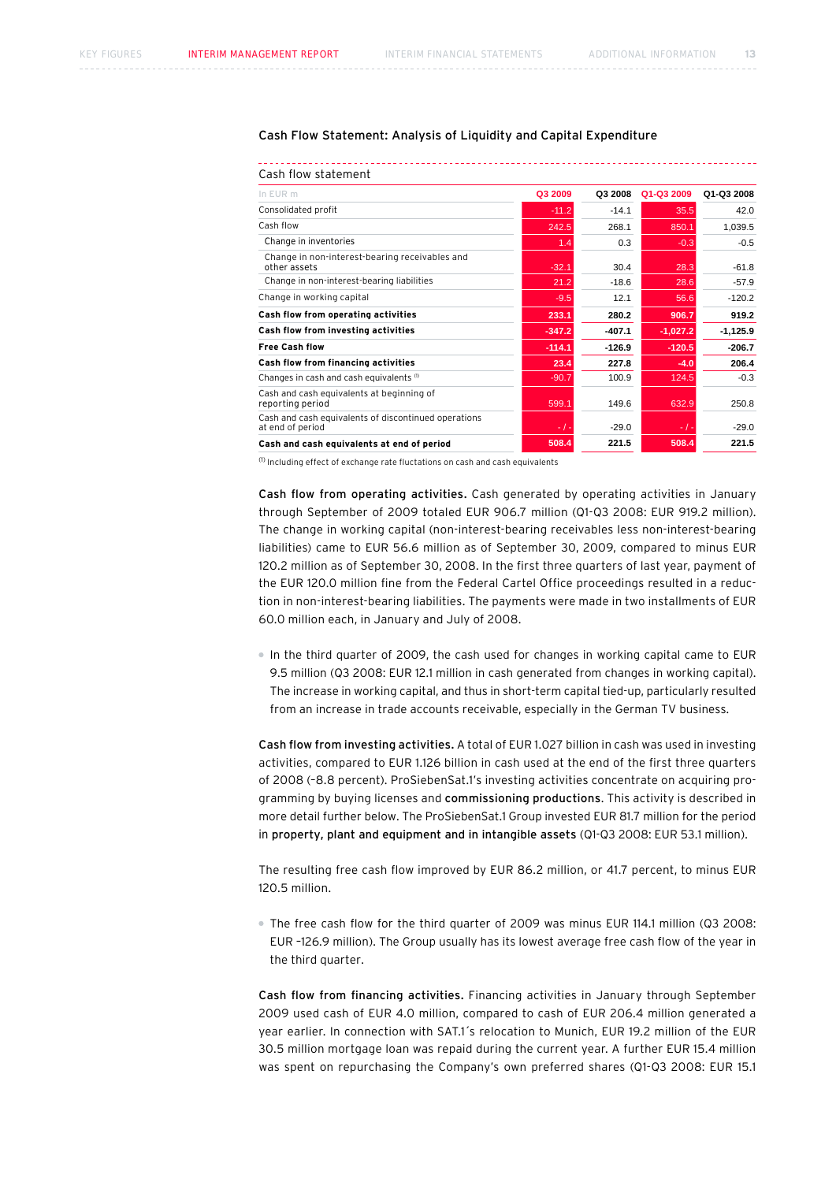## Cash Flow Statement: Analysis of Liquidity and Capital Expenditure

### Cash flow statement

| In EUR m | Q3 2009 | Q3 2008 | Q1-Q3 2009 | Q1-Q3 2008 |
|---|---|---|---|---|
| Consolidated profit | -11.2 | -14.1 | 35.5 | 42.0 |
| Cash flow | 242.5 | 268.1 | 850.1 | 1,039.5 |
| Change in inventories | 1.4 | 0.3 | -0.3 | -0.5 |
| Change in non-interest-bearing receivables and other assets | -32.1 | 30.4 | 28.3 | -61.8 |
| Change in non-interest-bearing liabilities | 21.2 | -18.6 | 28.6 | -57.9 |
| Change in working capital | -9.5 | 12.1 | 56.6 | -120.2 |
| **Cash flow from operating activities** | **233.1** | **280.2** | **906.7** | **919.2** |
| **Cash flow from investing activities** | **-347.2** | **-407.1** | **-1,027.2** | **-1,125.9** |
| **Free Cash flow** | **-114.1** | **-126.9** | **-120.5** | **-206.7** |
| **Cash flow from financing activities** | **23.4** | **227.8** | **-4.0** | **206.4** |
| Changes in cash and cash equivalents [1] | -90.7 | 100.9 | 124.5 | -0.3 |
| Cash and cash equivalents at beginning of reporting period | 599.1 | 149.6 | 632.9 | 250.8 |
| Cash and cash equivalents of discontinued operations at end of period | - / - | -29.0 | - / - | -29.0 |
| **Cash and cash equivalents at end of period** | **508.4** | **221.5** | **508.4** | **221.5** |

[1] Including effect of exchange rate fluctations on cash and cash equivalents

**Cash flow from operating activities.** Cash generated by operating activities in January through September of 2009 totaled EUR 906.7 million (Q1-Q3 2008: EUR 919.2 million). The change in working capital (non-interest-bearing receivables less non-interest-bearing liabilities) came to EUR 56.6 million as of September 30, 2009, compared to minus EUR 120.2 million as of September 30, 2008. In the first three quarters of last year, payment of the EUR 120.0 million fine from the Federal Cartel Office proceedings resulted in a reduction in non-interest-bearing liabilities. The payments were made in two installments of EUR 60.0 million each, in January and July of 2008.

- In the third quarter of 2009, the cash used for changes in working capital came to EUR 9.5 million (Q3 2008: EUR 12.1 million in cash generated from changes in working capital). The increase in working capital, and thus in short-term capital tied-up, particularly resulted from an increase in trade accounts receivable, especially in the German TV business.

**Cash flow from investing activities.** A total of EUR 1.027 billion in cash was used in investing activities, compared to EUR 1.126 billion in cash used at the end of the first three quarters of 2008 (–8.8 percent). ProSiebenSat.1's investing activities concentrate on acquiring programming by buying licenses and **commissioning productions**. This activity is described in more detail further below. The ProSiebenSat.1 Group invested EUR 81.7 million for the period in **property, plant and equipment and in intangible assets** (Q1-Q3 2008: EUR 53.1 million).

The resulting free cash flow improved by EUR 86.2 million, or 41.7 percent, to minus EUR 120.5 million.

- The free cash flow for the third quarter of 2009 was minus EUR 114.1 million (Q3 2008: EUR –126.9 million). The Group usually has its lowest average free cash flow of the year in the third quarter.

**Cash flow from financing activities.** Financing activities in January through September 2009 used cash of EUR 4.0 million, compared to cash of EUR 206.4 million generated a year earlier. In connection with SAT.1´s relocation to Munich, EUR 19.2 million of the EUR 30.5 million mortgage loan was repaid during the current year. A further EUR 15.4 million was spent on repurchasing the Company's own preferred shares (Q1-Q3 2008: EUR 15.1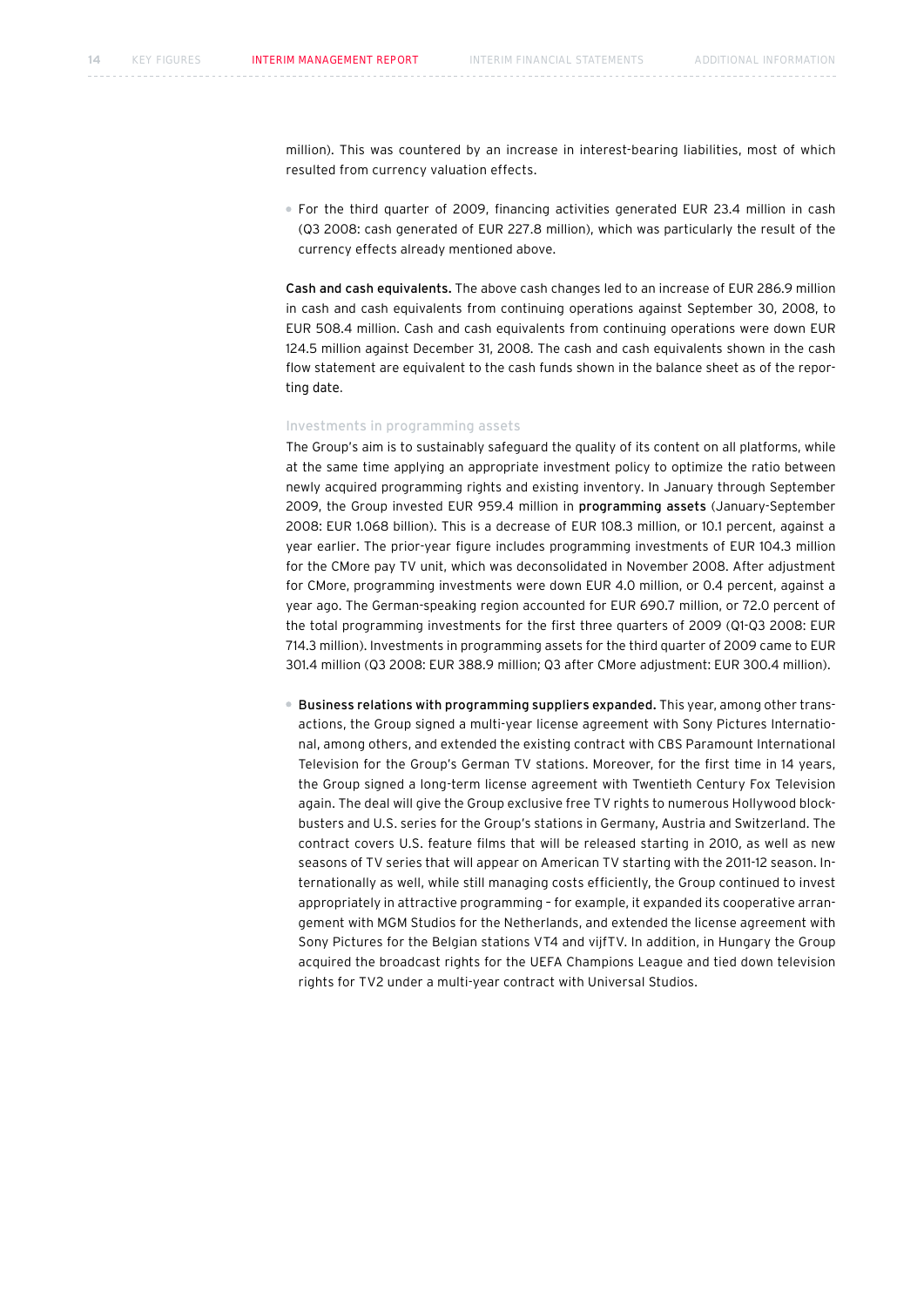million). This was countered by an increase in interest-bearing liabilities, most of which resulted from currency valuation effects.

- For the third quarter of 2009, financing activities generated EUR 23.4 million in cash (Q3 2008: cash generated of EUR 227.8 million), which was particularly the result of the currency effects already mentioned above.

**Cash and cash equivalents.** The above cash changes led to an increase of EUR 286.9 million in cash and cash equivalents from continuing operations against September 30, 2008, to EUR 508.4 million. Cash and cash equivalents from continuing operations were down EUR 124.5 million against December 31, 2008. The cash and cash equivalents shown in the cash flow statement are equivalent to the cash funds shown in the balance sheet as of the reporting date.

### Investments in programming assets

The Group's aim is to sustainably safeguard the quality of its content on all platforms, while at the same time applying an appropriate investment policy to optimize the ratio between newly acquired programming rights and existing inventory. In January through September 2009, the Group invested EUR 959.4 million in **programming assets** (January-September 2008: EUR 1.068 billion). This is a decrease of EUR 108.3 million, or 10.1 percent, against a year earlier. The prior-year figure includes programming investments of EUR 104.3 million for the CMore pay TV unit, which was deconsolidated in November 2008. After adjustment for CMore, programming investments were down EUR 4.0 million, or 0.4 percent, against a year ago. The German-speaking region accounted for EUR 690.7 million, or 72.0 percent of the total programming investments for the first three quarters of 2009 (Q1-Q3 2008: EUR 714.3 million). Investments in programming assets for the third quarter of 2009 came to EUR 301.4 million (Q3 2008: EUR 388.9 million; Q3 after CMore adjustment: EUR 300.4 million).

- **Business relations with programming suppliers expanded.** This year, among other transactions, the Group signed a multi-year license agreement with Sony Pictures International, among others, and extended the existing contract with CBS Paramount International Television for the Group's German TV stations. Moreover, for the first time in 14 years, the Group signed a long-term license agreement with Twentieth Century Fox Television again. The deal will give the Group exclusive free TV rights to numerous Hollywood blockbusters and U.S. series for the Group's stations in Germany, Austria and Switzerland. The contract covers U.S. feature films that will be released starting in 2010, as well as new seasons of TV series that will appear on American TV starting with the 2011-12 season. Internationally as well, while still managing costs efficiently, the Group continued to invest appropriately in attractive programming – for example, it expanded its cooperative arrangement with MGM Studios for the Netherlands, and extended the license agreement with Sony Pictures for the Belgian stations VT4 and vijfTV. In addition, in Hungary the Group acquired the broadcast rights for the UEFA Champions League and tied down television rights for TV2 under a multi-year contract with Universal Studios.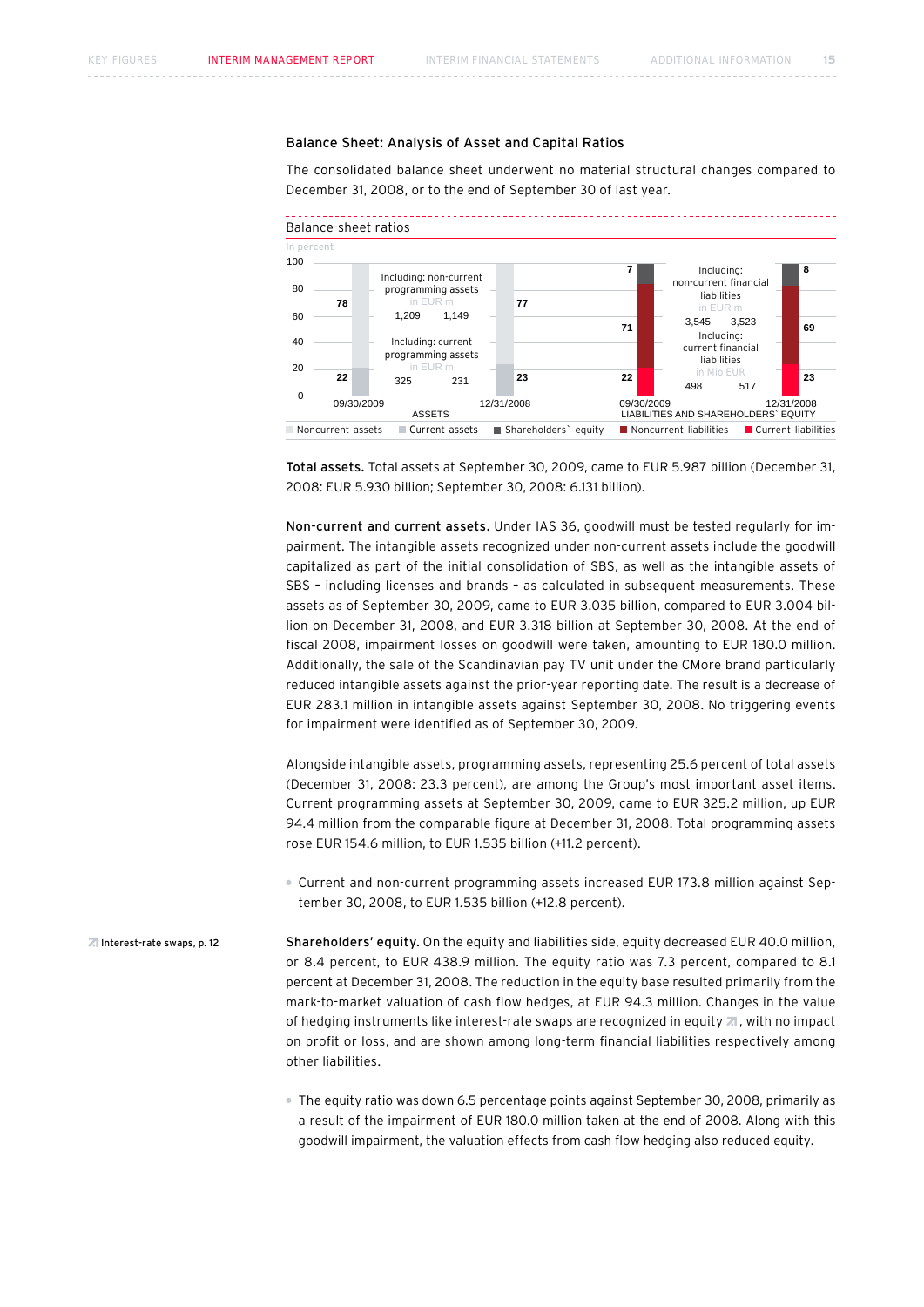## Balance Sheet: Analysis of Asset and Capital Ratios

The consolidated balance sheet underwent no material structural changes compared to December 31, 2008, or to the end of September 30 of last year.

**Balance-sheet ratios**

In percent

| | 09/30/2009 | 12/31/2008 |
|---|---|---|
| **ASSETS** | | |
| Noncurrent assets | 78 | 77 |
| Current assets | 22 | 23 |
| Including: non-current programming assets (in EUR m) | 1,209 | 1,149 |
| Including: current programming assets (in EUR m) | 325 | 231 |
| **LIABILITIES AND SHAREHOLDERS` EQUITY** | | |
| Shareholders` equity | 7 | 8 |
| Noncurrent liabilities | 71 | 69 |
| Current liabilities | 22 | 23 |
| Including: non-current financial liabilities (in EUR m) | 3,545 | 3,523 |
| Including: current financial liabilities (in Mio EUR) | 498 | 517 |

**Total assets.** Total assets at September 30, 2009, came to EUR 5.987 billion (December 31, 2008: EUR 5.930 billion; September 30, 2008: 6.131 billion).

**Non-current and current assets.** Under IAS 36, goodwill must be tested regularly for impairment. The intangible assets recognized under non-current assets include the goodwill capitalized as part of the initial consolidation of SBS, as well as the intangible assets of SBS – including licenses and brands – as calculated in subsequent measurements. These assets as of September 30, 2009, came to EUR 3.035 billion, compared to EUR 3.004 billion on December 31, 2008, and EUR 3.318 billion at September 30, 2008. At the end of fiscal 2008, impairment losses on goodwill were taken, amounting to EUR 180.0 million. Additionally, the sale of the Scandinavian pay TV unit under the CMore brand particularly reduced intangible assets against the prior-year reporting date. The result is a decrease of EUR 283.1 million in intangible assets against September 30, 2008. No triggering events for impairment were identified as of September 30, 2009.

Alongside intangible assets, programming assets, representing 25.6 percent of total assets (December 31, 2008: 23.3 percent), are among the Group's most important asset items. Current programming assets at September 30, 2009, came to EUR 325.2 million, up EUR 94.4 million from the comparable figure at December 31, 2008. Total programming assets rose EUR 154.6 million, to EUR 1.535 billion (+11.2 percent).

- Current and non-current programming assets increased EUR 173.8 million against September 30, 2008, to EUR 1.535 billion (+12.8 percent).

Interest-rate swaps, p. 12

**Shareholders' equity.** On the equity and liabilities side, equity decreased EUR 40.0 million, or 8.4 percent, to EUR 438.9 million. The equity ratio was 7.3 percent, compared to 8.1 percent at December 31, 2008. The reduction in the equity base resulted primarily from the mark-to-market valuation of cash flow hedges, at EUR 94.3 million. Changes in the value of hedging instruments like interest-rate swaps are recognized in equity, with no impact on profit or loss, and are shown among long-term financial liabilities respectively among other liabilities.

- The equity ratio was down 6.5 percentage points against September 30, 2008, primarily as a result of the impairment of EUR 180.0 million taken at the end of 2008. Along with this goodwill impairment, the valuation effects from cash flow hedging also reduced equity.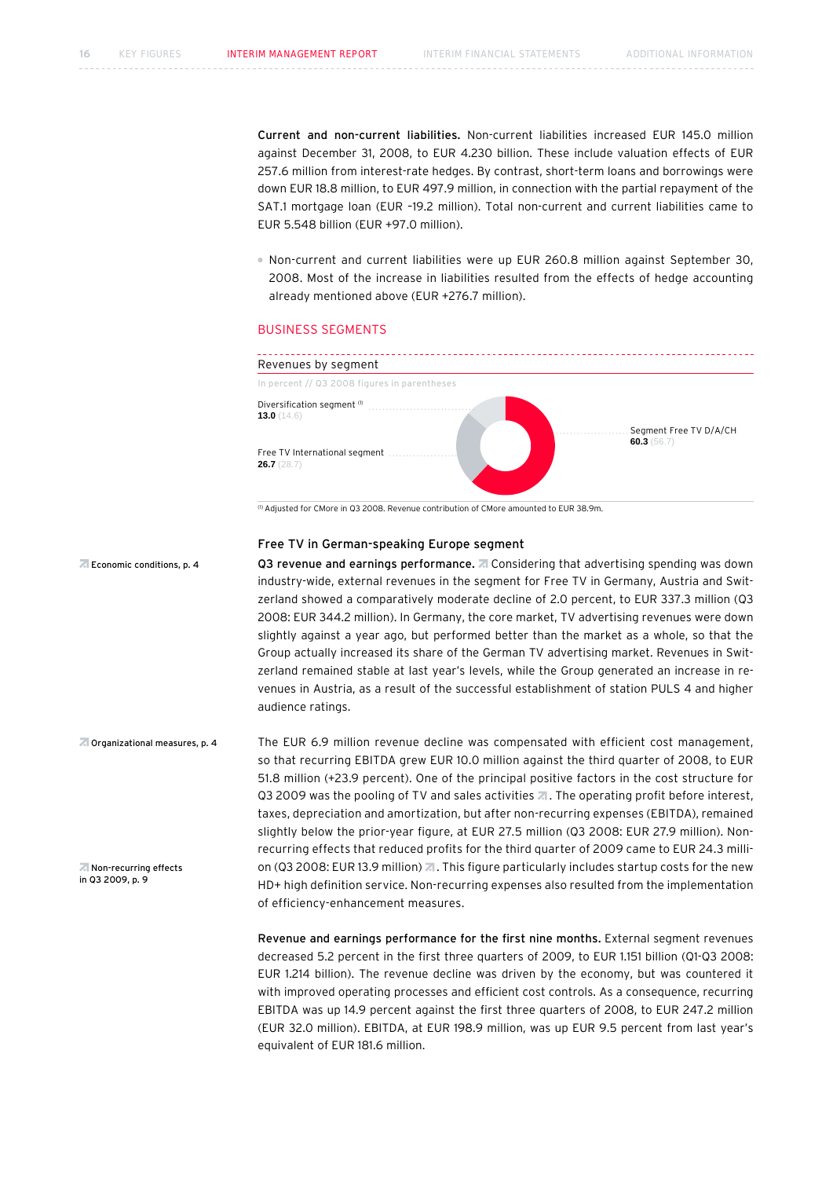**Current and non-current liabilities.** Non-current liabilities increased EUR 145.0 million against December 31, 2008, to EUR 4.230 billion. These include valuation effects of EUR 257.6 million from interest-rate hedges. By contrast, short-term loans and borrowings were down EUR 18.8 million, to EUR 497.9 million, in connection with the partial repayment of the SAT.1 mortgage loan (EUR –19.2 million). Total non-current and current liabilities came to EUR 5.548 billion (EUR +97.0 million).

- Non-current and current liabilities were up EUR 260.8 million against September 30, 2008. Most of the increase in liabilities resulted from the effects of hedge accounting already mentioned above (EUR +276.7 million).

## BUSINESS SEGMENTS

Revenues by segment

In percent // Q3 2008 figures in parentheses

- Diversification segment [1]: **13.0** (14.6)
- Free TV International segment: **26.7** (28.7)
- Segment Free TV D/A/CH: **60.3** (56.7)

[1] Adjusted for CMore in Q3 2008. Revenue contribution of CMore amounted to EUR 38.9m.

### Free TV in German-speaking Europe segment

Economic conditions, p. 4

**Q3 revenue and earnings performance.** Considering that advertising spending was down industry-wide, external revenues in the segment for Free TV in Germany, Austria and Switzerland showed a comparatively moderate decline of 2.0 percent, to EUR 337.3 million (Q3 2008: EUR 344.2 million). In Germany, the core market, TV advertising revenues were down slightly against a year ago, but performed better than the market as a whole, so that the Group actually increased its share of the German TV advertising market. Revenues in Switzerland remained stable at last year's levels, while the Group generated an increase in revenues in Austria, as a result of the successful establishment of station PULS 4 and higher audience ratings.

Organizational measures, p. 4

Non-recurring effects in Q3 2009, p. 9

The EUR 6.9 million revenue decline was compensated with efficient cost management, so that recurring EBITDA grew EUR 10.0 million against the third quarter of 2008, to EUR 51.8 million (+23.9 percent). One of the principal positive factors in the cost structure for Q3 2009 was the pooling of TV and sales activities. The operating profit before interest, taxes, depreciation and amortization, but after non-recurring expenses (EBITDA), remained slightly below the prior-year figure, at EUR 27.5 million (Q3 2008: EUR 27.9 million). Non-recurring effects that reduced profits for the third quarter of 2009 came to EUR 24.3 million (Q3 2008: EUR 13.9 million). This figure particularly includes startup costs for the new HD+ high definition service. Non-recurring expenses also resulted from the implementation of efficiency-enhancement measures.

**Revenue and earnings performance for the first nine months.** External segment revenues decreased 5.2 percent in the first three quarters of 2009, to EUR 1.151 billion (Q1-Q3 2008: EUR 1.214 billion). The revenue decline was driven by the economy, but was countered it with improved operating processes and efficient cost controls. As a consequence, recurring EBITDA was up 14.9 percent against the first three quarters of 2008, to EUR 247.2 million (EUR 32.0 million). EBITDA, at EUR 198.9 million, was up EUR 9.5 percent from last year's equivalent of EUR 181.6 million.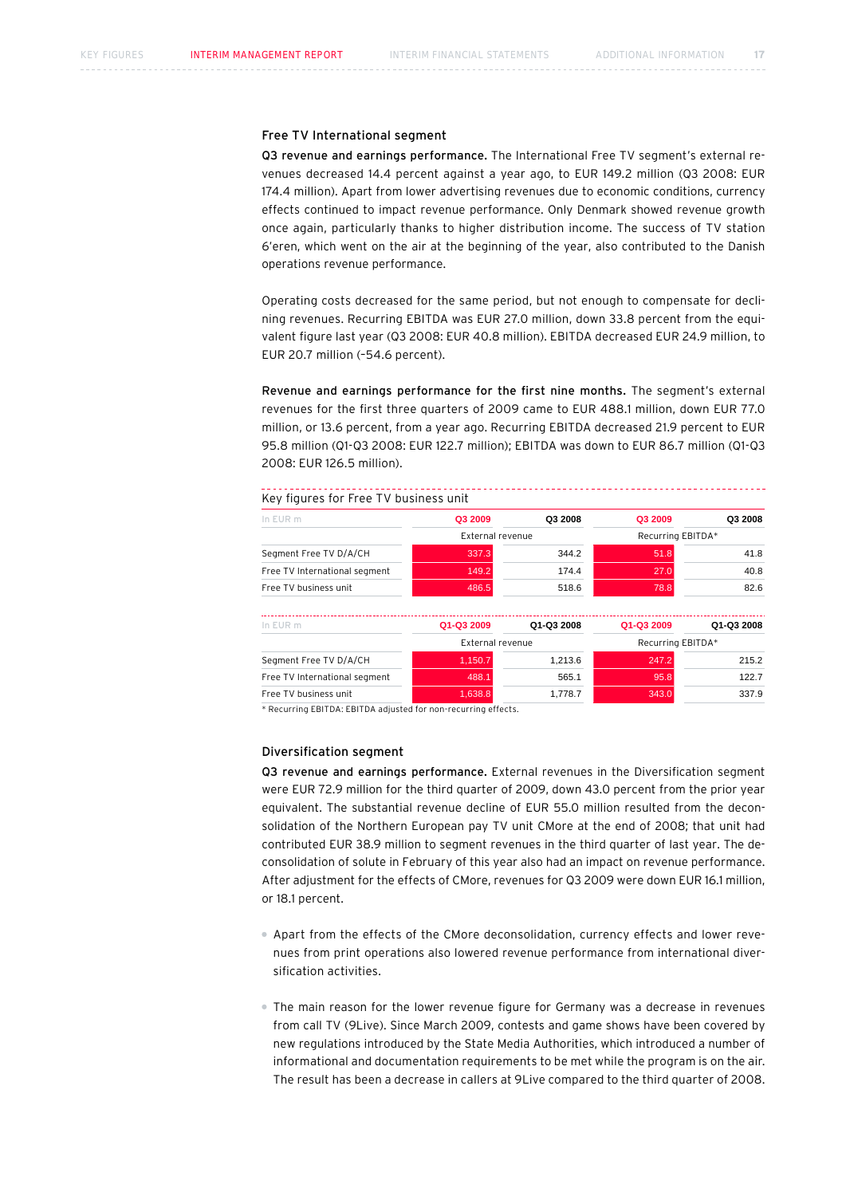## Free TV International segment

**Q3 revenue and earnings performance.** The International Free TV segment's external revenues decreased 14.4 percent against a year ago, to EUR 149.2 million (Q3 2008: EUR 174.4 million). Apart from lower advertising revenues due to economic conditions, currency effects continued to impact revenue performance. Only Denmark showed revenue growth once again, particularly thanks to higher distribution income. The success of TV station 6'eren, which went on the air at the beginning of the year, also contributed to the Danish operations revenue performance.

Operating costs decreased for the same period, but not enough to compensate for declining revenues. Recurring EBITDA was EUR 27.0 million, down 33.8 percent from the equivalent figure last year (Q3 2008: EUR 40.8 million). EBITDA decreased EUR 24.9 million, to EUR 20.7 million (–54.6 percent).

**Revenue and earnings performance for the first nine months.** The segment's external revenues for the first three quarters of 2009 came to EUR 488.1 million, down EUR 77.0 million, or 13.6 percent, from a year ago. Recurring EBITDA decreased 21.9 percent to EUR 95.8 million (Q1-Q3 2008: EUR 122.7 million); EBITDA was down to EUR 86.7 million (Q1-Q3 2008: EUR 126.5 million).

Key figures for Free TV business unit

| In EUR m | Q3 2009 | Q3 2008 | Q3 2009 | Q3 2008 |
|---|---|---|---|---|
| | External revenue | | Recurring EBITDA* | |
| Segment Free TV D/A/CH | 337.3 | 344.2 | 51.8 | 41.8 |
| Free TV International segment | 149.2 | 174.4 | 27.0 | 40.8 |
| Free TV business unit | 486.5 | 518.6 | 78.8 | 82.6 |

| In EUR m | Q1-Q3 2009 | Q1-Q3 2008 | Q1-Q3 2009 | Q1-Q3 2008 |
|---|---|---|---|---|
| | External revenue | | Recurring EBITDA* | |
| Segment Free TV D/A/CH | 1,150.7 | 1,213.6 | 247.2 | 215.2 |
| Free TV International segment | 488.1 | 565.1 | 95.8 | 122.7 |
| Free TV business unit | 1,638.8 | 1,778.7 | 343.0 | 337.9 |

* Recurring EBITDA: EBITDA adjusted for non-recurring effects.

## Diversification segment

**Q3 revenue and earnings performance.** External revenues in the Diversification segment were EUR 72.9 million for the third quarter of 2009, down 43.0 percent from the prior year equivalent. The substantial revenue decline of EUR 55.0 million resulted from the deconsolidation of the Northern European pay TV unit CMore at the end of 2008; that unit had contributed EUR 38.9 million to segment revenues in the third quarter of last year. The deconsolidation of solute in February of this year also had an impact on revenue performance. After adjustment for the effects of CMore, revenues for Q3 2009 were down EUR 16.1 million, or 18.1 percent.

- Apart from the effects of the CMore deconsolidation, currency effects and lower revenues from print operations also lowered revenue performance from international diversification activities.

- The main reason for the lower revenue figure for Germany was a decrease in revenues from call TV (9Live). Since March 2009, contests and game shows have been covered by new regulations introduced by the State Media Authorities, which introduced a number of informational and documentation requirements to be met while the program is on the air. The result has been a decrease in callers at 9Live compared to the third quarter of 2008.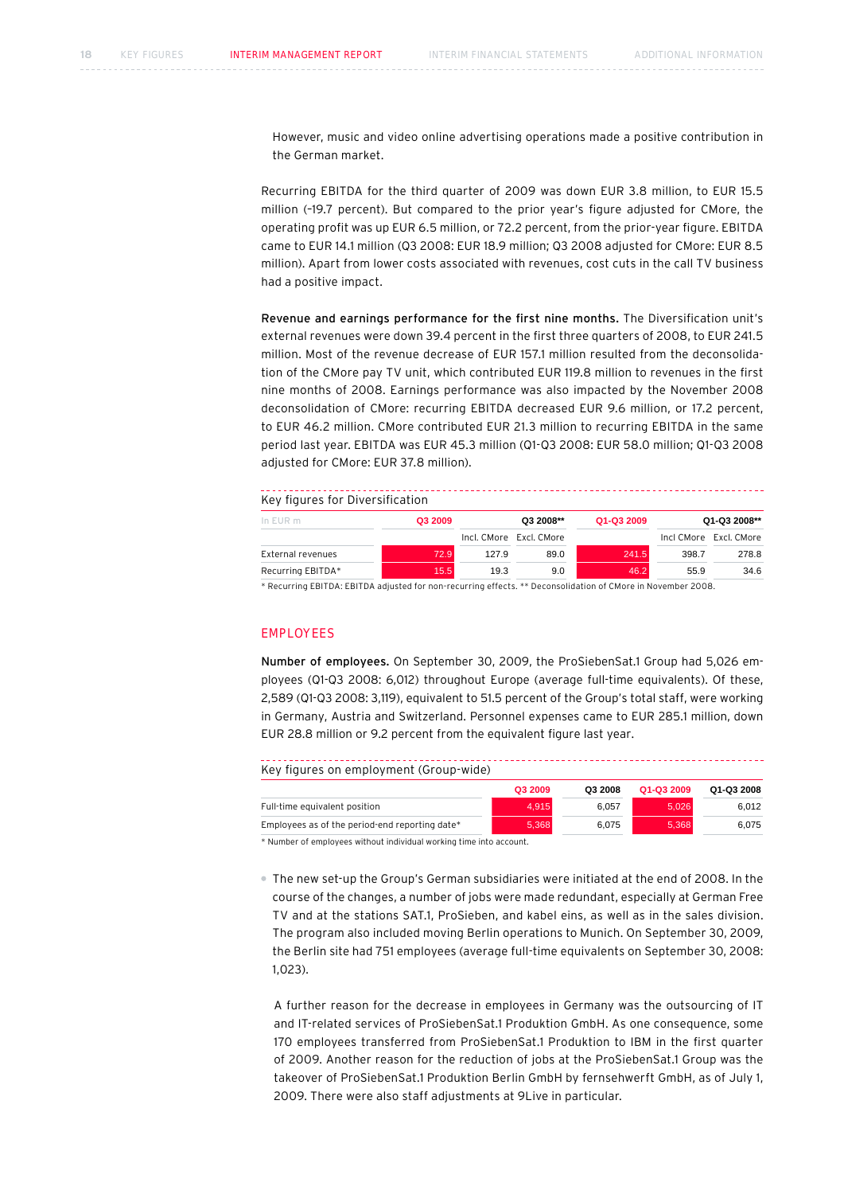However, music and video online advertising operations made a positive contribution in the German market.

Recurring EBITDA for the third quarter of 2009 was down EUR 3.8 million, to EUR 15.5 million (–19.7 percent). But compared to the prior year's figure adjusted for CMore, the operating profit was up EUR 6.5 million, or 72.2 percent, from the prior-year figure. EBITDA came to EUR 14.1 million (Q3 2008: EUR 18.9 million; Q3 2008 adjusted for CMore: EUR 8.5 million). Apart from lower costs associated with revenues, cost cuts in the call TV business had a positive impact.

**Revenue and earnings performance for the first nine months.** The Diversification unit's external revenues were down 39.4 percent in the first three quarters of 2008, to EUR 241.5 million. Most of the revenue decrease of EUR 157.1 million resulted from the deconsolidation of the CMore pay TV unit, which contributed EUR 119.8 million to revenues in the first nine months of 2008. Earnings performance was also impacted by the November 2008 deconsolidation of CMore: recurring EBITDA decreased EUR 9.6 million, or 17.2 percent, to EUR 46.2 million. CMore contributed EUR 21.3 million to recurring EBITDA in the same period last year. EBITDA was EUR 45.3 million (Q1-Q3 2008: EUR 58.0 million; Q1-Q3 2008 adjusted for CMore: EUR 37.8 million).

Key figures for Diversification

| In EUR m | Q3 2009 | Q3 2008** | | Q1-Q3 2009 | Q1-Q3 2008** | |
|---|---|---|---|---|---|---|
| | | Incl. CMore | Excl. CMore | | Incl CMore | Excl. CMore |
| External revenues | 72.9 | 127.9 | 89.0 | 241.5 | 398.7 | 278.8 |
| Recurring EBITDA* | 15.5 | 19.3 | 9.0 | 46.2 | 55.9 | 34.6 |

* Recurring EBITDA: EBITDA adjusted for non-recurring effects. ** Deconsolidation of CMore in November 2008.

## EMPLOYEES

**Number of employees.** On September 30, 2009, the ProSiebenSat.1 Group had 5,026 employees (Q1-Q3 2008: 6,012) throughout Europe (average full-time equivalents). Of these, 2,589 (Q1-Q3 2008: 3,119), equivalent to 51.5 percent of the Group's total staff, were working in Germany, Austria and Switzerland. Personnel expenses came to EUR 285.1 million, down EUR 28.8 million or 9.2 percent from the equivalent figure last year.

Key figures on employment (Group-wide)

| | Q3 2009 | Q3 2008 | Q1-Q3 2009 | Q1-Q3 2008 |
|---|---|---|---|---|
| Full-time equivalent position | 4,915 | 6,057 | 5,026 | 6,012 |
| Employees as of the period-end reporting date* | 5,368 | 6,075 | 5,368 | 6,075 |

* Number of employees without individual working time into account.

- The new set-up the Group's German subsidiaries were initiated at the end of 2008. In the course of the changes, a number of jobs were made redundant, especially at German Free TV and at the stations SAT.1, ProSieben, and kabel eins, as well as in the sales division. The program also included moving Berlin operations to Munich. On September 30, 2009, the Berlin site had 751 employees (average full-time equivalents on September 30, 2008: 1,023).

  A further reason for the decrease in employees in Germany was the outsourcing of IT and IT-related services of ProSiebenSat.1 Produktion GmbH. As one consequence, some 170 employees transferred from ProSiebenSat.1 Produktion to IBM in the first quarter of 2009. Another reason for the reduction of jobs at the ProSiebenSat.1 Group was the takeover of ProSiebenSat.1 Produktion Berlin GmbH by fernsehwerft GmbH, as of July 1, 2009. There were also staff adjustments at 9Live in particular.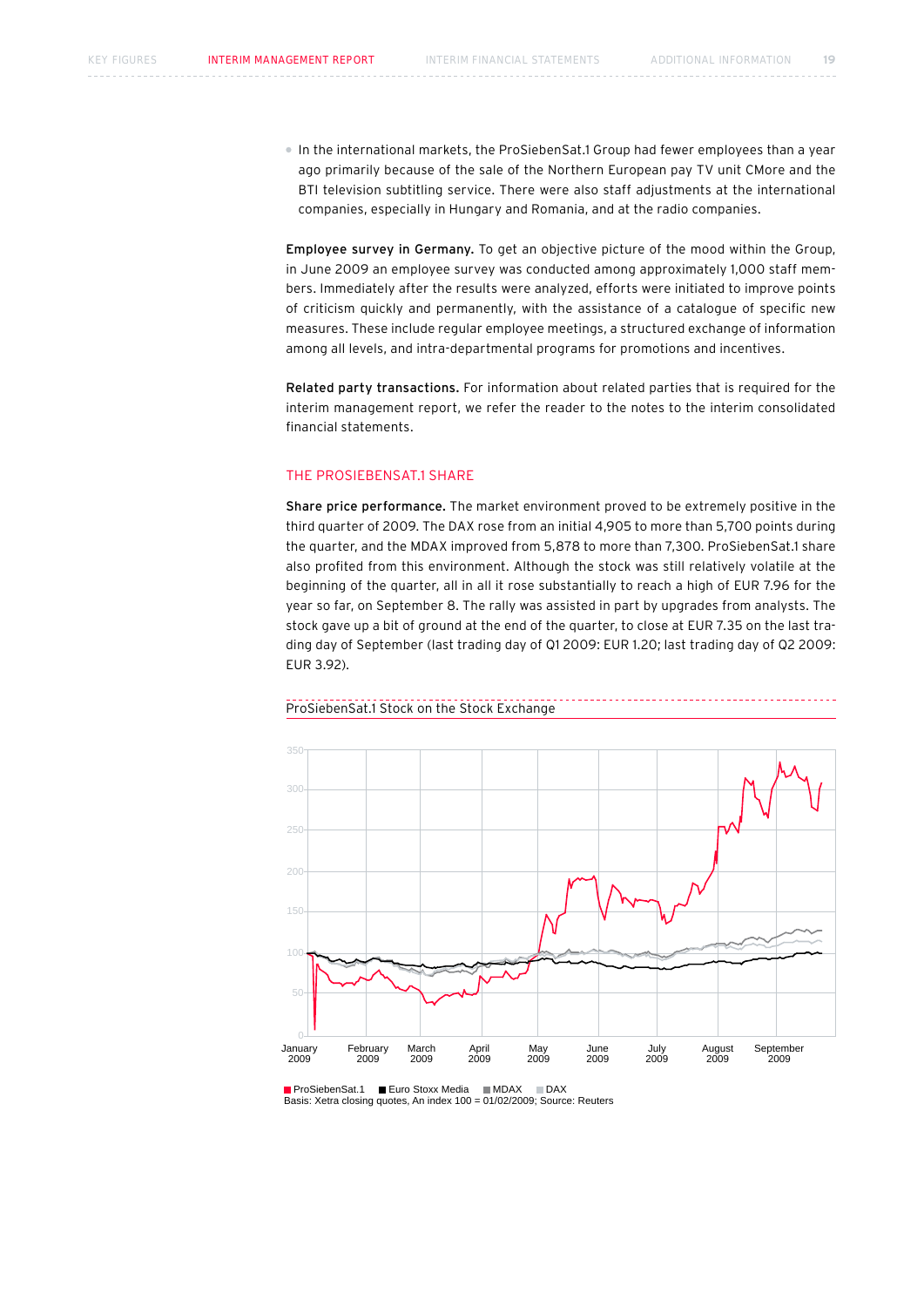- In the international markets, the ProSiebenSat.1 Group had fewer employees than a year ago primarily because of the sale of the Northern European pay TV unit CMore and the BTI television subtitling service. There were also staff adjustments at the international companies, especially in Hungary and Romania, and at the radio companies.

**Employee survey in Germany.** To get an objective picture of the mood within the Group, in June 2009 an employee survey was conducted among approximately 1,000 staff members. Immediately after the results were analyzed, efforts were initiated to improve points of criticism quickly and permanently, with the assistance of a catalogue of specific new measures. These include regular employee meetings, a structured exchange of information among all levels, and intra-departmental programs for promotions and incentives.

**Related party transactions.** For information about related parties that is required for the interim management report, we refer the reader to the notes to the interim consolidated financial statements.

## THE PROSIEBENSAT.1 SHARE

**Share price performance.** The market environment proved to be extremely positive in the third quarter of 2009. The DAX rose from an initial 4,905 to more than 5,700 points during the quarter, and the MDAX improved from 5,878 to more than 7,300. ProSiebenSat.1 share also profited from this environment. Although the stock was still relatively volatile at the beginning of the quarter, all in all it rose substantially to reach a high of EUR 7.96 for the year so far, on September 8. The rally was assisted in part by upgrades from analysts. The stock gave up a bit of ground at the end of the quarter, to close at EUR 7.35 on the last trading day of September (last trading day of Q1 2009: EUR 1.20; last trading day of Q2 2009: EUR 3.92).

ProSiebenSat.1 Stock on the Stock Exchange

ProSiebenSat.1 ■ Euro Stoxx Media ■ MDAX ■ DAX
Basis: Xetra closing quotes, An index 100 = 01/02/2009; Source: Reuters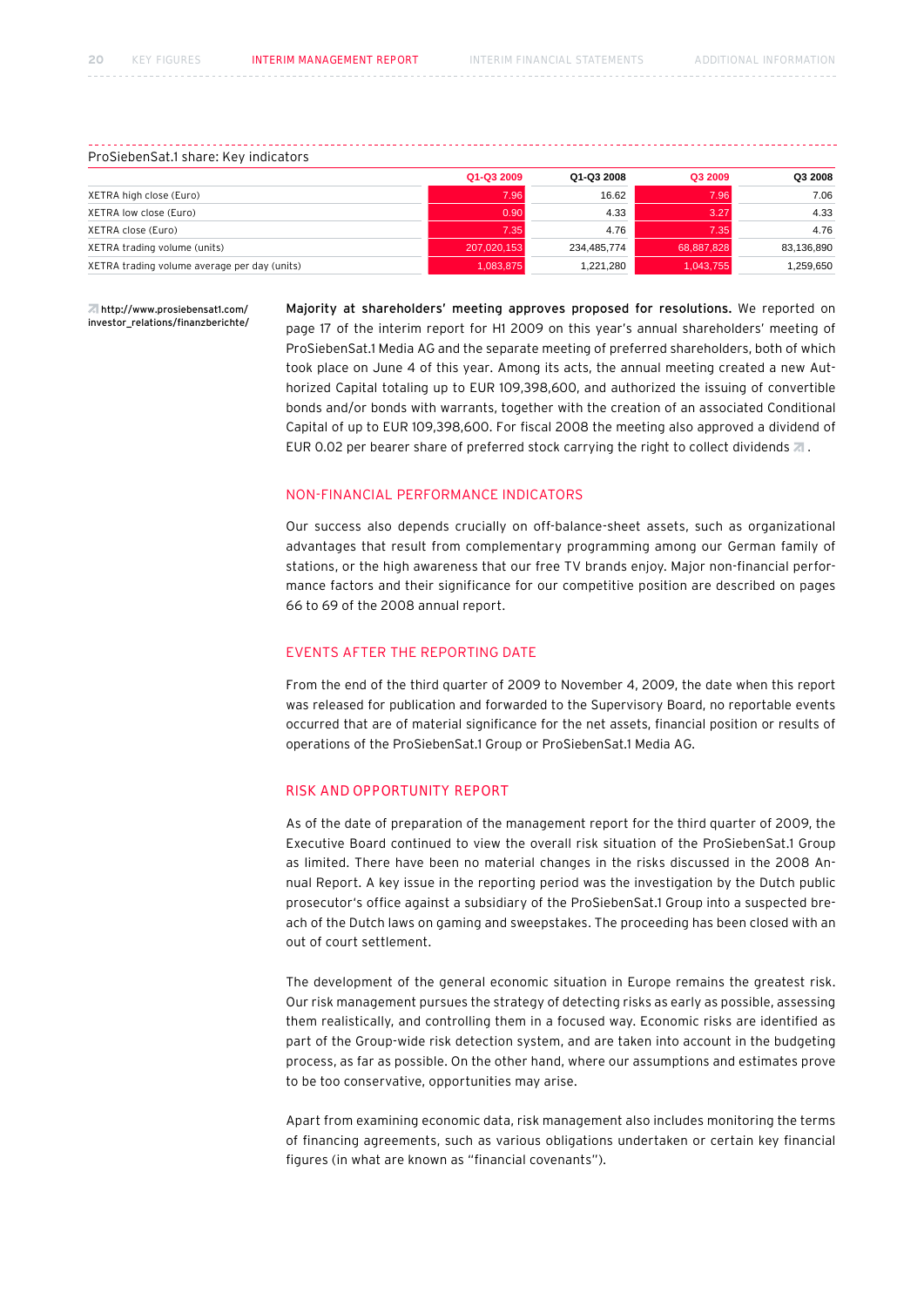ProSiebenSat.1 share: Key indicators

| | Q1-Q3 2009 | Q1-Q3 2008 | Q3 2009 | Q3 2008 |
|---|---|---|---|---|
| XETRA high close (Euro) | 7.96 | 16.62 | 7.96 | 7.06 |
| XETRA low close (Euro) | 0.90 | 4.33 | 3.27 | 4.33 |
| XETRA close (Euro) | 7.35 | 4.76 | 7.35 | 4.76 |
| XETRA trading volume (units) | 207,020,153 | 234,485,774 | 68,887,828 | 83,136,890 |
| XETRA trading volume average per day (units) | 1,083,875 | 1,221,280 | 1,043,755 | 1,259,650 |

http://www.prosiebensat1.com/investor_relations/finanzberichte/

**Majority at shareholders' meeting approves proposed for resolutions.** We reported on page 17 of the interim report for H1 2009 on this year's annual shareholders' meeting of ProSiebenSat.1 Media AG and the separate meeting of preferred shareholders, both of which took place on June 4 of this year. Among its acts, the annual meeting created a new Authorized Capital totaling up to EUR 109,398,600, and authorized the issuing of convertible bonds and/or bonds with warrants, together with the creation of an associated Conditional Capital of up to EUR 109,398,600. For fiscal 2008 the meeting also approved a dividend of EUR 0.02 per bearer share of preferred stock carrying the right to collect dividends.

## NON-FINANCIAL PERFORMANCE INDICATORS

Our success also depends crucially on off-balance-sheet assets, such as organizational advantages that result from complementary programming among our German family of stations, or the high awareness that our free TV brands enjoy. Major non-financial performance factors and their significance for our competitive position are described on pages 66 to 69 of the 2008 annual report.

## EVENTS AFTER THE REPORTING DATE

From the end of the third quarter of 2009 to November 4, 2009, the date when this report was released for publication and forwarded to the Supervisory Board, no reportable events occurred that are of material significance for the net assets, financial position or results of operations of the ProSiebenSat.1 Group or ProSiebenSat.1 Media AG.

## RISK AND OPPORTUNITY REPORT

As of the date of preparation of the management report for the third quarter of 2009, the Executive Board continued to view the overall risk situation of the ProSiebenSat.1 Group as limited. There have been no material changes in the risks discussed in the 2008 Annual Report. A key issue in the reporting period was the investigation by the Dutch public prosecutor's office against a subsidiary of the ProSiebenSat.1 Group into a suspected breach of the Dutch laws on gaming and sweepstakes. The proceeding has been closed with an out of court settlement.

The development of the general economic situation in Europe remains the greatest risk. Our risk management pursues the strategy of detecting risks as early as possible, assessing them realistically, and controlling them in a focused way. Economic risks are identified as part of the Group-wide risk detection system, and are taken into account in the budgeting process, as far as possible. On the other hand, where our assumptions and estimates prove to be too conservative, opportunities may arise.

Apart from examining economic data, risk management also includes monitoring the terms of financing agreements, such as various obligations undertaken or certain key financial figures (in what are known as "financial covenants").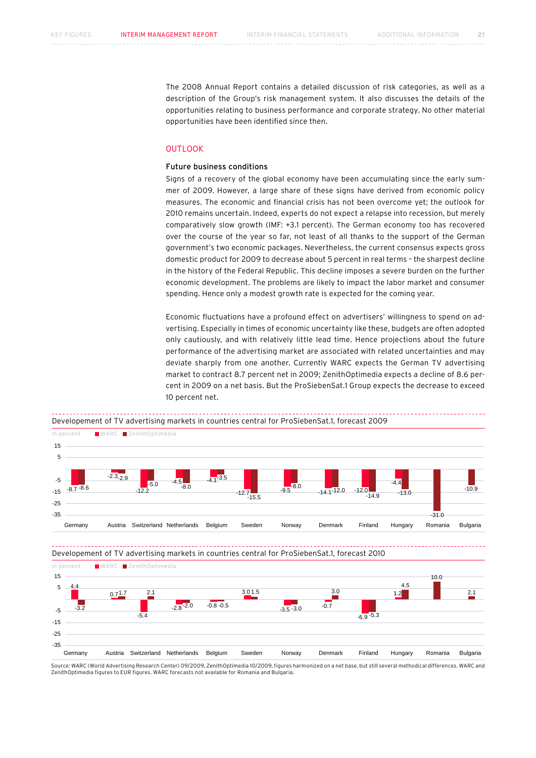The 2008 Annual Report contains a detailed discussion of risk categories, as well as a description of the Group's risk management system. It also discusses the details of the opportunities relating to business performance and corporate strategy. No other material opportunities have been identified since then.

## OUTLOOK

### Future business conditions

Signs of a recovery of the global economy have been accumulating since the early summer of 2009. However, a large share of these signs have derived from economic policy measures. The economic and financial crisis has not been overcome yet; the outlook for 2010 remains uncertain. Indeed, experts do not expect a relapse into recession, but merely comparatively slow growth (IMF: +3.1 percent). The German economy too has recovered over the course of the year so far, not least of all thanks to the support of the German government's two economic packages. Nevertheless, the current consensus expects gross domestic product for 2009 to decrease about 5 percent in real terms – the sharpest decline in the history of the Federal Republic. This decline imposes a severe burden on the further economic development. The problems are likely to impact the labor market and consumer spending. Hence only a modest growth rate is expected for the coming year.

Economic fluctuations have a profound effect on advertisers' willingness to spend on advertising. Especially in times of economic uncertainty like these, budgets are often adopted only cautiously, and with relatively little lead time. Hence projections about the future performance of the advertising market are associated with related uncertainties and may deviate sharply from one another. Currently WARC expects the German TV advertising market to contract 8.7 percent net in 2009; ZenithOptimedia expects a decline of 8.6 percent in 2009 on a net basis. But the ProSiebenSat.1 Group expects the decrease to exceed 10 percent net.

Developement of TV advertising markets in countries central for ProSiebenSat.1, forecast 2009

In percent

| Country | WARC | ZenithOptimedia |
|---|---|---|
| Germany | -8.7 | -8.6 |
| Austria | -2.3 | -2.9 |
| Switzerland | -12.2 | -5.0 |
| Netherlands | -4.5 | -8.0 |
| Belgium | -4.1 | -3.5 |
| Sweden | -12.7 | -15.5 |
| Norway | -9.5 | -8.0 |
| Denmark | -14.1 | -12.0 |
| Finland | -12.0 | -14.9 |
| Hungary | -4.4 | -13.0 |
| Romania | | -31.0 |
| Bulgaria | | -10.9 |

Developement of TV advertising markets in countries central for ProSiebenSat.1, forecast 2010

In percent

| Country | WARC | ZenithOptimedia |
|---|---|---|
| Germany | 4.4 | -3.2 |
| Austria | 0.7 | 1.7 |
| Switzerland | -5.4 | 2.1 |
| Netherlands | -2.8 | -2.0 |
| Belgium | -0.8 | -0.5 |
| Sweden | 3.0 | 1.5 |
| Norway | -3.5 | -3.0 |
| Denmark | -0.7 | 3.0 |
| Finland | -6.9 | -5.3 |
| Hungary | 1.2 | 4.5 |
| Romania | | 10.0 |
| Bulgaria | | 2.1 |

Source: WARC (World Advertising Research Center) 09/2009, ZenithOptimedia 10/2009, figures harmonized on a net base, but still several methodical differences. WARC and ZenithOptimedia figures to EUR figures. WARC forecasts not available for Romania and Bulgaria.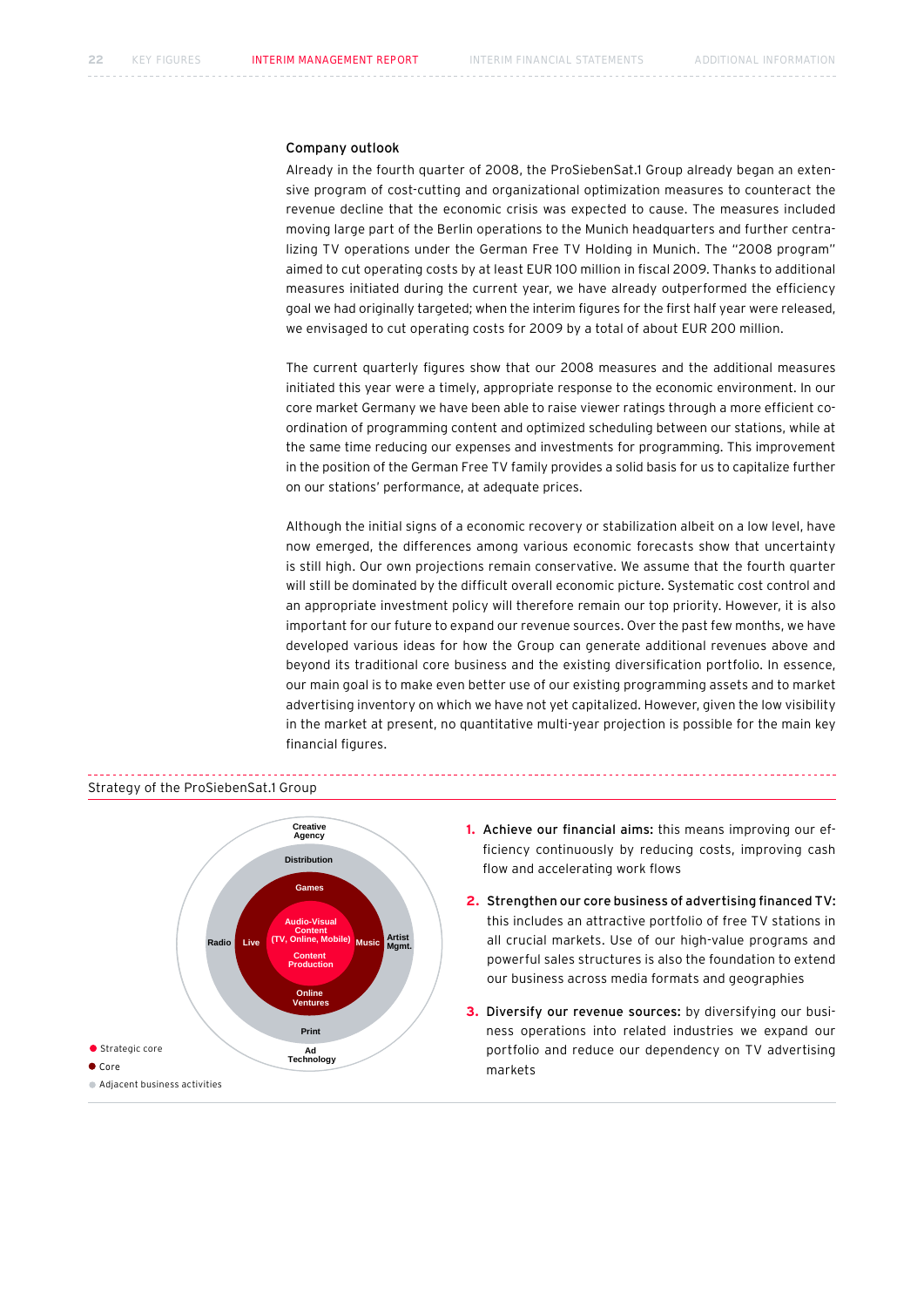### Company outlook

Already in the fourth quarter of 2008, the ProSiebenSat.1 Group already began an extensive program of cost-cutting and organizational optimization measures to counteract the revenue decline that the economic crisis was expected to cause. The measures included moving large part of the Berlin operations to the Munich headquarters and further centralizing TV operations under the German Free TV Holding in Munich. The "2008 program" aimed to cut operating costs by at least EUR 100 million in fiscal 2009. Thanks to additional measures initiated during the current year, we have already outperformed the efficiency goal we had originally targeted; when the interim figures for the first half year were released, we envisaged to cut operating costs for 2009 by a total of about EUR 200 million.

The current quarterly figures show that our 2008 measures and the additional measures initiated this year were a timely, appropriate response to the economic environment. In our core market Germany we have been able to raise viewer ratings through a more efficient coordination of programming content and optimized scheduling between our stations, while at the same time reducing our expenses and investments for programming. This improvement in the position of the German Free TV family provides a solid basis for us to capitalize further on our stations' performance, at adequate prices.

Although the initial signs of a economic recovery or stabilization albeit on a low level, have now emerged, the differences among various economic forecasts show that uncertainty is still high. Our own projections remain conservative. We assume that the fourth quarter will still be dominated by the difficult overall economic picture. Systematic cost control and an appropriate investment policy will therefore remain our top priority. However, it is also important for our future to expand our revenue sources. Over the past few months, we have developed various ideas for how the Group can generate additional revenues above and beyond its traditional core business and the existing diversification portfolio. In essence, our main goal is to make even better use of our existing programming assets and to market advertising inventory on which we have not yet capitalized. However, given the low visibility in the market at present, no quantitative multi-year projection is possible for the main key financial figures.

Strategy of the ProSiebenSat.1 Group

- Strategic core: Audio-Visual Content (TV, Online, Mobile), Content Production
- Core: Games, Live, Music, Online Ventures
- Adjacent business activities: Creative Agency, Distribution, Radio, Artist Mgmt., Print, Ad Technology

1. **Achieve our financial aims:** this means improving our efficiency continuously by reducing costs, improving cash flow and accelerating work flows
2. **Strengthen our core business of advertising financed TV:** this includes an attractive portfolio of free TV stations in all crucial markets. Use of our high-value programs and powerful sales structures is also the foundation to extend our business across media formats and geographies
3. **Diversify our revenue sources:** by diversifying our business operations into related industries we expand our portfolio and reduce our dependency on TV advertising markets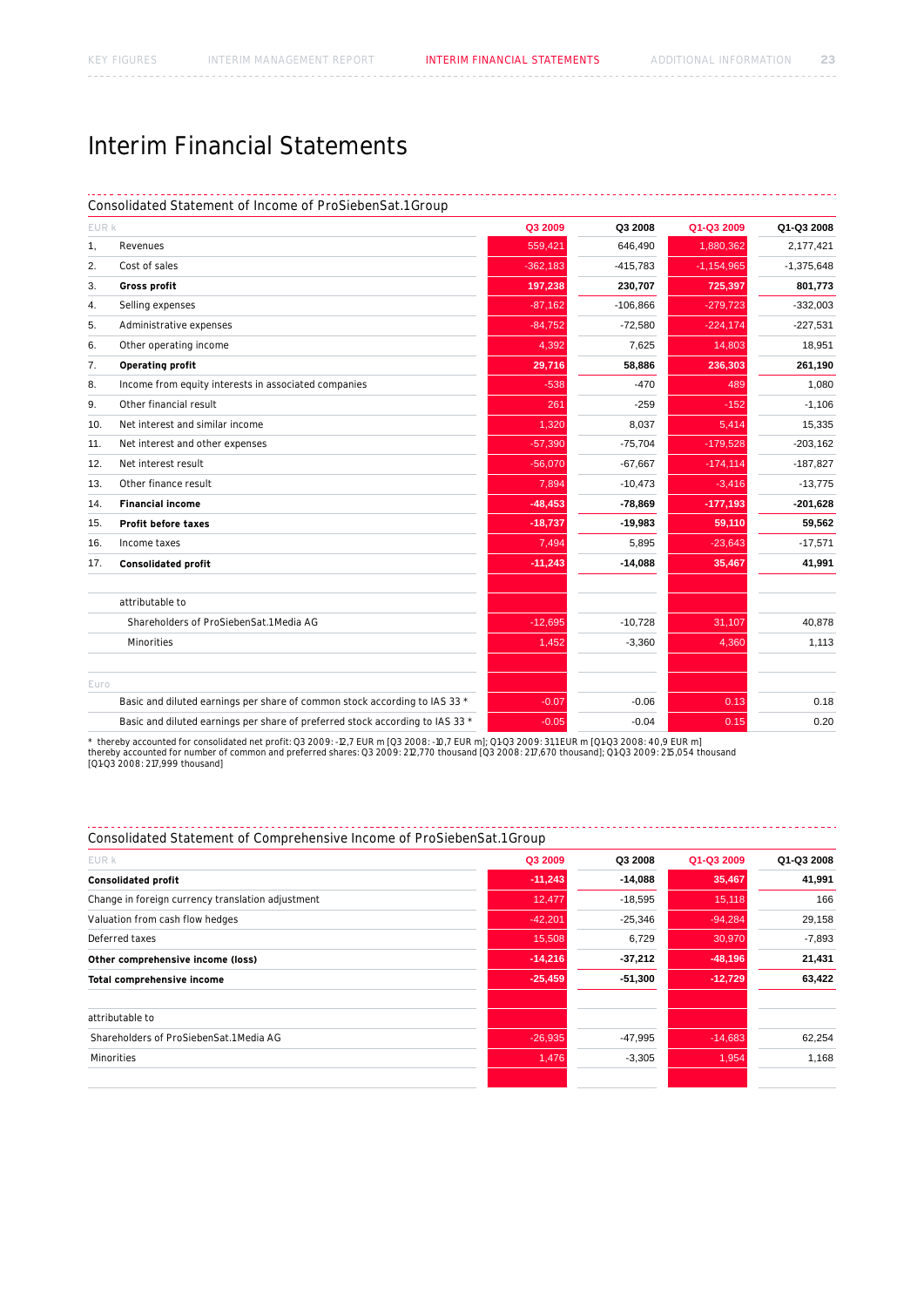# Interim Financial Statements

## Consolidated Statement of Income of ProSiebenSat.1Group

| EUR k | | Q3 2009 | Q3 2008 | Q1-Q3 2009 | Q1-Q3 2008 |
|---|---|---|---|---|---|
| 1, | Revenues | 559,421 | 646,490 | 1,880,362 | 2,177,421 |
| 2. | Cost of sales | -362,183 | -415,783 | -1,154,965 | -1,375,648 |
| 3. | **Gross profit** | **197,238** | **230,707** | **725,397** | **801,773** |
| 4. | Selling expenses | -87,162 | -106,866 | -279,723 | -332,003 |
| 5. | Administrative expenses | -84,752 | -72,580 | -224,174 | -227,531 |
| 6. | Other operating income | 4,392 | 7,625 | 14,803 | 18,951 |
| 7. | **Operating profit** | **29,716** | **58,886** | **236,303** | **261,190** |
| 8. | Income from equity interests in associated companies | -538 | -470 | 489 | 1,080 |
| 9. | Other financial result | 261 | -259 | -152 | -1,106 |
| 10. | Net interest and similar income | 1,320 | 8,037 | 5,414 | 15,335 |
| 11. | Net interest and other expenses | -57,390 | -75,704 | -179,528 | -203,162 |
| 12. | Net interest result | -56,070 | -67,667 | -174,114 | -187,827 |
| 13. | Other finance result | 7,894 | -10,473 | -3,416 | -13,775 |
| 14. | **Financial income** | **-48,453** | **-78,869** | **-177,193** | **-201,628** |
| 15. | **Profit before taxes** | **-18,737** | **-19,983** | **59,110** | **59,562** |
| 16. | Income taxes | 7,494 | 5,895 | -23,643 | -17,571 |
| 17. | **Consolidated profit** | **-11,243** | **-14,088** | **35,467** | **41,991** |
| | | | | | |
| | attributable to | | | | |
| | Shareholders of ProSiebenSat.1Media AG | -12,695 | -10,728 | 31,107 | 40,878 |
| | Minorities | 1,452 | -3,360 | 4,360 | 1,113 |
| | | | | | |
| Euro | | | | | |
| | Basic and diluted earnings per share of common stock according to IAS 33 * | -0.07 | -0.06 | 0.13 | 0.18 |
| | Basic and diluted earnings per share of preferred stock according to IAS 33 * | -0.05 | -0.04 | 0.15 | 0.20 |

* thereby accounted for consolidated net profit: Q3 2009: -12,7 EUR m [Q3 2008: -10,7 EUR m]; Q1-Q3 2009: 31,1 EUR m [Q1-Q3 2008: 40,9 EUR m]
thereby accounted for number of common and preferred shares: Q3 2009: 212,770 thousand [Q3 2008: 217,670 thousand]; Q1-Q3 2009: 215,054 thousand [Q1-Q3 2008: 217,999 thousand]

## Consolidated Statement of Comprehensive Income of ProSiebenSat.1Group

| EUR k | Q3 2009 | Q3 2008 | Q1-Q3 2009 | Q1-Q3 2008 |
|---|---|---|---|---|
| **Consolidated profit** | **-11,243** | **-14,088** | **35,467** | **41,991** |
| Change in foreign currency translation adjustment | 12,477 | -18,595 | 15,118 | 166 |
| Valuation from cash flow hedges | -42,201 | -25,346 | -94,284 | 29,158 |
| Deferred taxes | 15,508 | 6,729 | 30,970 | -7,893 |
| **Other comprehensive income (loss)** | **-14,216** | **-37,212** | **-48,196** | **21,431** |
| **Total comprehensive income** | **-25,459** | **-51,300** | **-12,729** | **63,422** |
| | | | | |
| attributable to | | | | |
| Shareholders of ProSiebenSat.1Media AG | -26,935 | -47,995 | -14,683 | 62,254 |
| Minorities | 1,476 | -3,305 | 1,954 | 1,168 |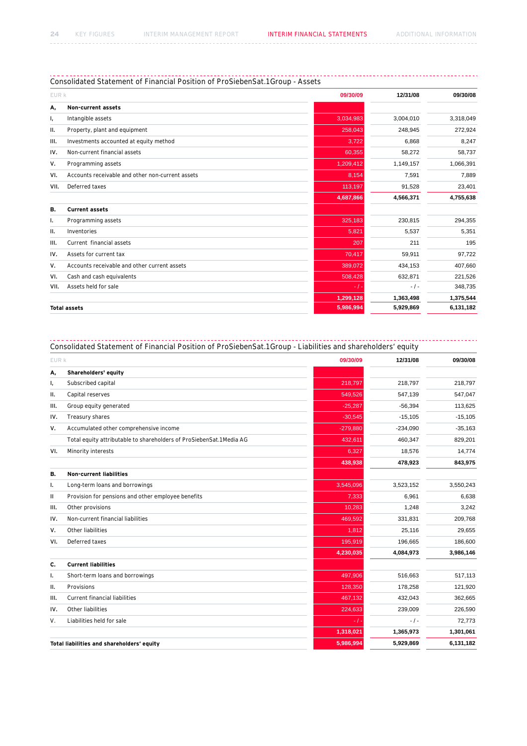## Consolidated Statement of Financial Position of ProSiebenSat.1Group - Assets

| EUR k | | 09/30/09 | 12/31/08 | 09/30/08 |
|---|---|---|---|---|
| **A,** | **Non-current assets** | | | |
| I, | Intangible assets | 3,034,983 | 3,004,010 | 3,318,049 |
| II. | Property, plant and equipment | 258,043 | 248,945 | 272,924 |
| III. | Investments accounted at equity method | 3,722 | 6,868 | 8,247 |
| IV. | Non-current financial assets | 60,355 | 58,272 | 58,737 |
| V. | Programming assets | 1,209,412 | 1,149,157 | 1,066,391 |
| VI. | Accounts receivable and other non-current assets | 8,154 | 7,591 | 7,889 |
| VII. | Deferred taxes | 113,197 | 91,528 | 23,401 |
| | | **4,687,866** | **4,566,371** | **4,755,638** |
| **B.** | **Current assets** | | | |
| I. | Programming assets | 325,183 | 230,815 | 294,355 |
| II. | Inventories | 5,821 | 5,537 | 5,351 |
| III. | Current financial assets | 207 | 211 | 195 |
| IV. | Assets for current tax | 70,417 | 59,911 | 97,722 |
| V. | Accounts receivable and other current assets | 389,072 | 434,153 | 407,660 |
| VI. | Cash and cash equivalents | 508,428 | 632,871 | 221,526 |
| VII. | Assets held for sale | - / - | - / - | 348,735 |
| | | **1,299,128** | **1,363,498** | **1,375,544** |
| **Total assets** | | **5,986,994** | **5,929,869** | **6,131,182** |

## Consolidated Statement of Financial Position of ProSiebenSat.1Group - Liabilities and shareholders' equity

| EUR k | | 09/30/09 | 12/31/08 | 09/30/08 |
|---|---|---|---|---|
| **A,** | **Shareholders' equity** | | | |
| I, | Subscribed capital | 218,797 | 218,797 | 218,797 |
| II. | Capital reserves | 549,526 | 547,139 | 547,047 |
| III. | Group equity generated | -25,287 | -56,394 | 113,625 |
| IV. | Treasury shares | -30,545 | -15,105 | -15,105 |
| V. | Accumulated other comprehensive income | -279,880 | -234,090 | -35,163 |
| | Total equity attributable to shareholders of ProSiebenSat.1Media AG | 432,611 | 460,347 | 829,201 |
| VI. | Minority interests | 6,327 | 18,576 | 14,774 |
| | | **438,938** | **478,923** | **843,975** |
| **B.** | **Non-current liabilities** | | | |
| I. | Long-term loans and borrowings | 3,545,096 | 3,523,152 | 3,550,243 |
| II | Provision for pensions and other employee benefits | 7,333 | 6,961 | 6,638 |
| III. | Other provisions | 10,283 | 1,248 | 3,242 |
| IV. | Non-current financial liabilities | 469,592 | 331,831 | 209,768 |
| V. | Other liabilities | 1,812 | 25,116 | 29,655 |
| VI. | Deferred taxes | 195,919 | 196,665 | 186,600 |
| | | **4,230,035** | **4,084,973** | **3,986,146** |
| **C.** | **Current liabilities** | | | |
| I. | Short-term loans and borrowings | 497,906 | 516,663 | 517,113 |
| II. | Provisions | 128,350 | 178,258 | 121,920 |
| III. | Current financial liabilities | 467,132 | 432,043 | 362,665 |
| IV. | Other liabilities | 224,633 | 239,009 | 226,590 |
| V. | Liabilities held for sale | - / - | - / - | 72,773 |
| | | **1,318,021** | **1,365,973** | **1,301,061** |
| **Total liabilities and shareholders' equity** | | **5,986,994** | **5,929,869** | **6,131,182** |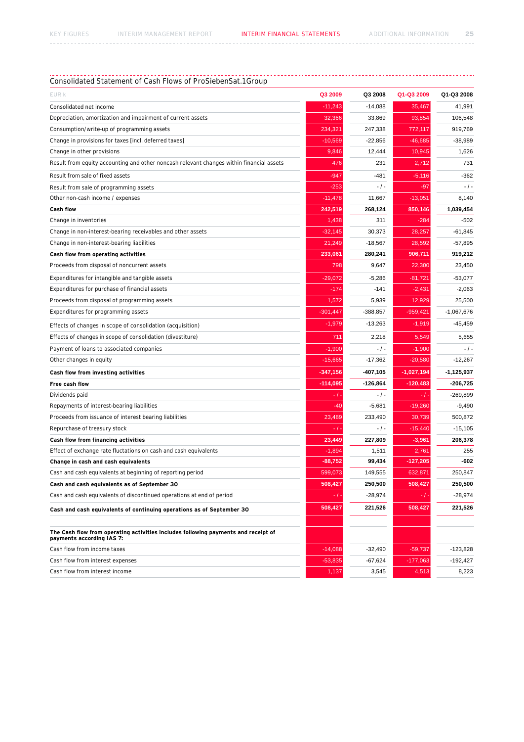## Consolidated Statement of Cash Flows of ProSiebenSat.1Group

| EUR k | Q3 2009 | Q3 2008 | Q1-Q3 2009 | Q1-Q3 2008 |
|---|---|---|---|---|
| Consolidated net income | -11,243 | -14,088 | 35,467 | 41,991 |
| Depreciation, amortization and impairment of current assets | 32,366 | 33,869 | 93,854 | 106,548 |
| Consumption/write-up of programming assets | 234,321 | 247,338 | 772,117 | 919,769 |
| Change in provisions for taxes [incl. deferred taxes] | -10,569 | -22,856 | -46,685 | -38,989 |
| Change in other provisions | 9,846 | 12,444 | 10,945 | 1,626 |
| Result from equity accounting and other noncash relevant changes within financial assets | 476 | 231 | 2,712 | 731 |
| Result from sale of fixed assets | -947 | -481 | -5,116 | -362 |
| Result from sale of programming assets | -253 | - / - | -97 | - / - |
| Other non-cash income / expenses | -11,478 | 11,667 | -13,051 | 8,140 |
| **Cash flow** | **242,519** | **268,124** | **850,146** | **1,039,454** |
| Change in inventories | 1,438 | 311 | -284 | -502 |
| Change in non-interest-bearing receivables and other assets | -32,145 | 30,373 | 28,257 | -61,845 |
| Change in non-interest-bearing liabilities | 21,249 | -18,567 | 28,592 | -57,895 |
| **Cash flow from operating activities** | **233,061** | **280,241** | **906,711** | **919,212** |
| Proceeds from disposal of noncurrent assets | 798 | 9,647 | 22,300 | 23,450 |
| Expenditures for intangible and tangible assets | -29,072 | -5,286 | -81,721 | -53,077 |
| Expenditures for purchase of financial assets | -174 | -141 | -2,431 | -2,063 |
| Proceeds from disposal of programming assets | 1,572 | 5,939 | 12,929 | 25,500 |
| Expenditures for programming assets | -301,447 | -388,857 | -959,421 | -1,067,676 |
| Effects of changes in scope of consolidation (acquisition) | -1,979 | -13,263 | -1,919 | -45,459 |
| Effects of changes in scope of consolidation (divestiture) | 711 | 2,218 | 5,549 | 5,655 |
| Payment of loans to associated companies | -1,900 | - / - | -1,900 | - / - |
| Other changes in equity | -15,665 | -17,362 | -20,580 | -12,267 |
| **Cash flow from investing activities** | **-347,156** | **-407,105** | **-1,027,194** | **-1,125,937** |
| **Free cash flow** | **-114,095** | **-126,864** | **-120,483** | **-206,725** |
| Dividends paid | - / - | - / - | - / - | -269,899 |
| Repayments of interest-bearing liabilities | -40 | -5,681 | -19,260 | -9,490 |
| Proceeds from issuance of interest bearing liabilities | 23,489 | 233,490 | 30,739 | 500,872 |
| Repurchase of treasury stock | - / - | - / - | -15,440 | -15,105 |
| **Cash flow from financing activities** | **23,449** | **227,809** | **-3,961** | **206,378** |
| Effect of exchange rate fluctations on cash and cash equivalents | -1,894 | 1,511 | 2,761 | 255 |
| **Change in cash and cash equivalents** | **-88,752** | **99,434** | **-127,205** | **-602** |
| Cash and cash equivalents at beginning of reporting period | 599,073 | 149,555 | 632,871 | 250,847 |
| **Cash and cash equivalents as of September 30** | **508,427** | **250,500** | **508,427** | **250,500** |
| Cash and cash equivalents of discontinued operations at end of period | - / - | -28,974 | - / - | -28,974 |
| **Cash and cash equivalents of continuing operations as of September 30** | **508,427** | **221,526** | **508,427** | **221,526** |
| | | | | |
| **The Cash flow from operating activities includes following payments and receipt of payments according IAS 7:** | | | | |
| Cash flow from income taxes | -14,088 | -32,490 | -59,737 | -123,828 |
| Cash flow from interest expenses | -53,835 | -67,624 | -177,063 | -192,427 |
| Cash flow from interest income | 1,137 | 3,545 | 4,513 | 8,223 |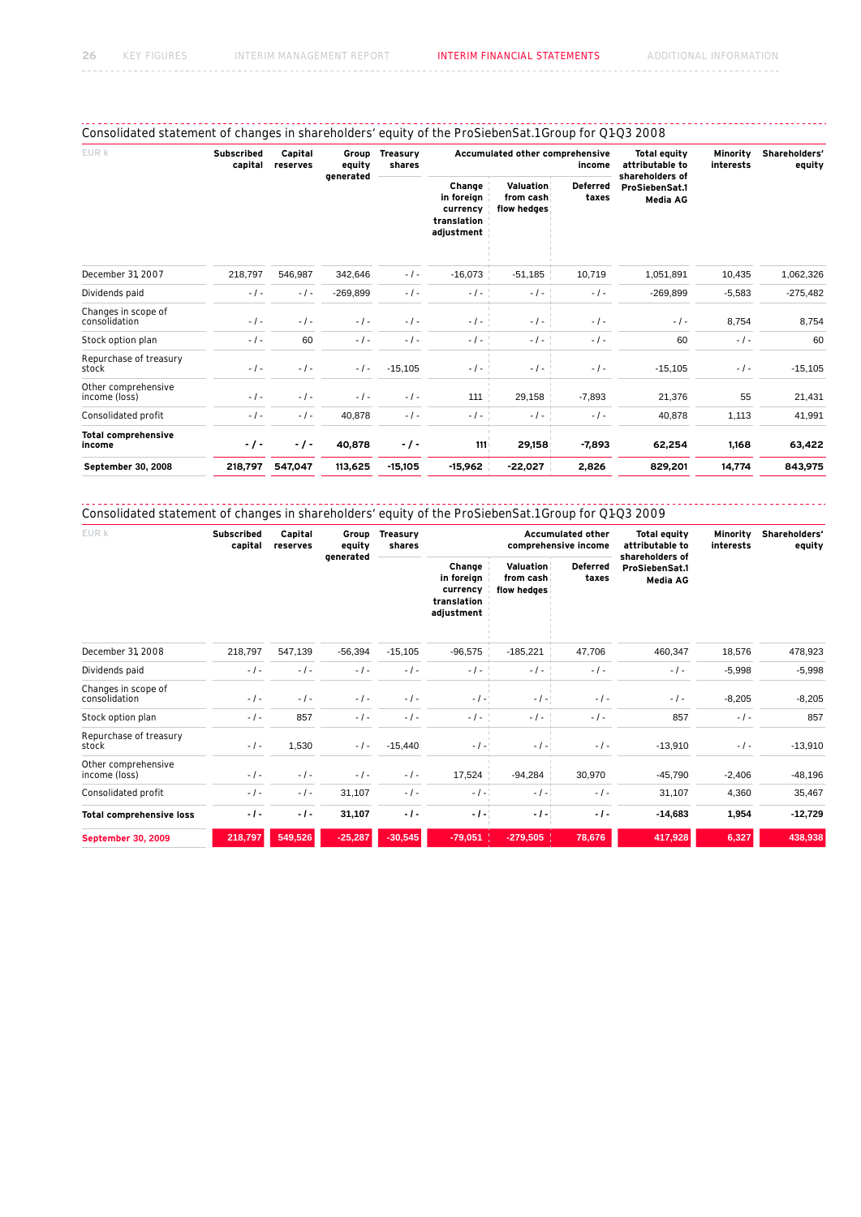## Consolidated statement of changes in shareholders' equity of the ProSiebenSat.1Group for Q1-Q3 2008

| EUR k | Subscribed capital | Capital reserves | Group equity generated | Treasury shares | Accumulated other comprehensive income | | | Total equity attributable to shareholders of ProSiebenSat.1 Media AG | Minority interests | Shareholders' equity |
|---|---|---|---|---|---|---|---|---|---|---|
| | | | | | Change in foreign currency translation adjustment | Valuation from cash flow hedges | Deferred taxes | | | |
| December 31, 2007 | 218,797 | 546,987 | 342,646 | - / - | -16,073 | -51,185 | 10,719 | 1,051,891 | 10,435 | 1,062,326 |
| Dividends paid | - / - | - / - | -269,899 | - / - | - / - | - / - | - / - | -269,899 | -5,583 | -275,482 |
| Changes in scope of consolidation | - / - | - / - | - / - | - / - | - / - | - / - | - / - | - / - | 8,754 | 8,754 |
| Stock option plan | - / - | 60 | - / - | - / - | - / - | - / - | - / - | 60 | - / - | 60 |
| Repurchase of treasury stock | - / - | - / - | - / - | -15,105 | - / - | - / - | - / - | -15,105 | - / - | -15,105 |
| Other comprehensive income (loss) | - / - | - / - | - / - | - / - | 111 | 29,158 | -7,893 | 21,376 | 55 | 21,431 |
| Consolidated profit | - / - | - / - | 40,878 | - / - | - / - | - / - | - / - | 40,878 | 1,113 | 41,991 |
| **Total comprehensive income** | **- / -** | **- / -** | **40,878** | **- / -** | **111** | **29,158** | **-7,893** | **62,254** | **1,168** | **63,422** |
| **September 30, 2008** | **218,797** | **547,047** | **113,625** | **-15,105** | **-15,962** | **-22,027** | **2,826** | **829,201** | **14,774** | **843,975** |

## Consolidated statement of changes in shareholders' equity of the ProSiebenSat.1Group for Q1-Q3 2009

| EUR k | Subscribed capital | Capital reserves | Group equity generated | Treasury shares | Accumulated other comprehensive income | | | Total equity attributable to shareholders of ProSiebenSat.1 Media AG | Minority interests | Shareholders' equity |
|---|---|---|---|---|---|---|---|---|---|---|
| | | | | | Change in foreign currency translation adjustment | Valuation from cash flow hedges | Deferred taxes | | | |
| December 31, 2008 | 218,797 | 547,139 | -56,394 | -15,105 | -96,575 | -185,221 | 47,706 | 460,347 | 18,576 | 478,923 |
| Dividends paid | - / - | - / - | - / - | - / - | - / - | - / - | - / - | - / - | -5,998 | -5,998 |
| Changes in scope of consolidation | - / - | - / - | - / - | - / - | - / - | - / - | - / - | - / - | -8,205 | -8,205 |
| Stock option plan | - / - | 857 | - / - | - / - | - / - | - / - | - / - | 857 | - / - | 857 |
| Repurchase of treasury stock | - / - | 1,530 | - / - | -15,440 | - / - | - / - | - / - | -13,910 | - / - | -13,910 |
| Other comprehensive income (loss) | - / - | - / - | - / - | - / - | 17,524 | -94,284 | 30,970 | -45,790 | -2,406 | -48,196 |
| Consolidated profit | - / - | - / - | 31,107 | - / - | - / - | - / - | - / - | 31,107 | 4,360 | 35,467 |
| **Total comprehensive loss** | **- / -** | **- / -** | **31,107** | **- / -** | **- / -** | **- / -** | **- / -** | **-14,683** | **1,954** | **-12,729** |
| **September 30, 2009** | **218,797** | **549,526** | **-25,287** | **-30,545** | **-79,051** | **-279,505** | **78,676** | **417,928** | **6,327** | **438,938** |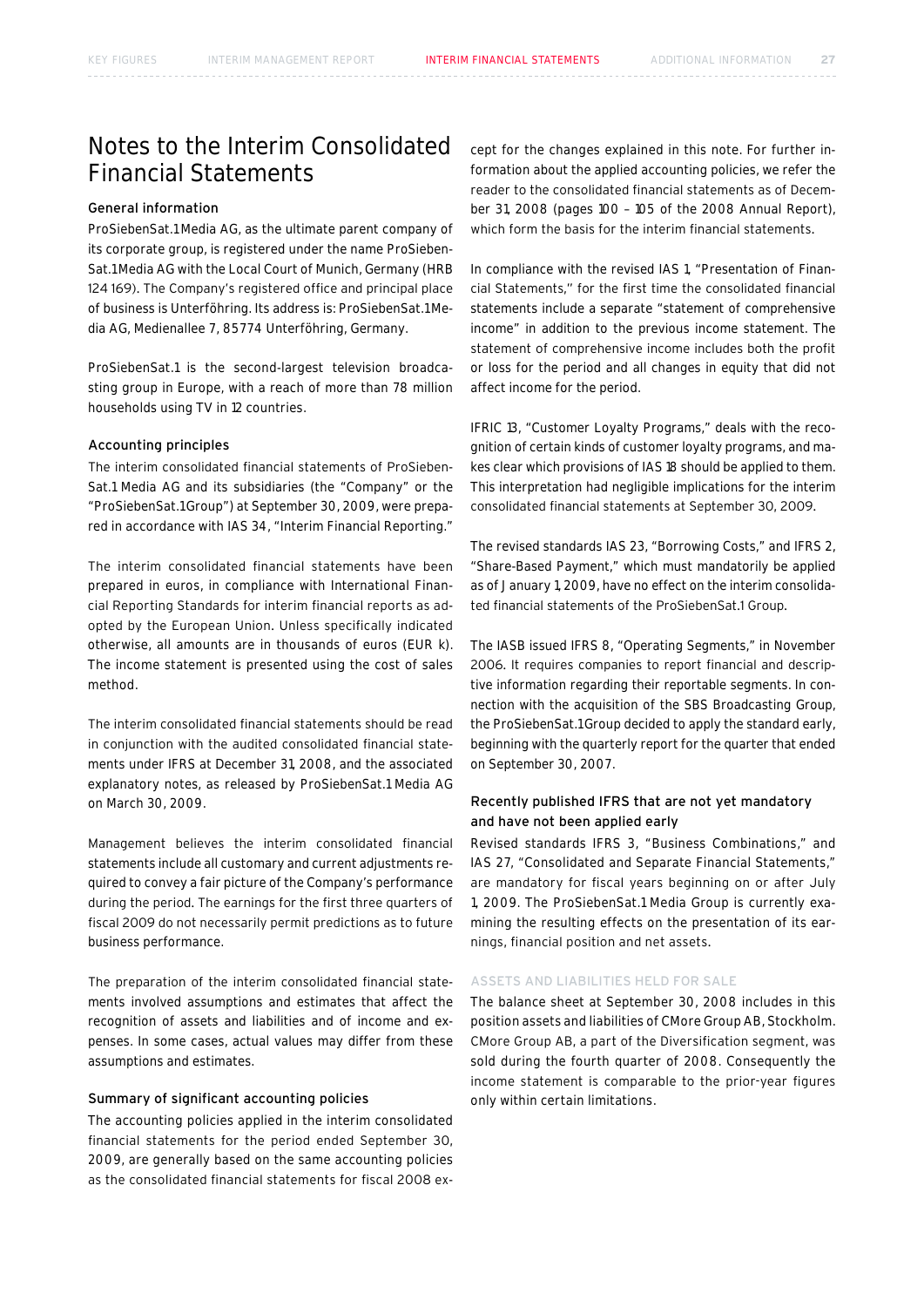# Notes to the Interim Consolidated Financial Statements

### General information

ProSiebenSat.1 Media AG, as the ultimate parent company of its corporate group, is registered under the name ProSiebenSat.1 Media AG with the Local Court of Munich, Germany (HRB 124 169). The Company's registered office and principal place of business is Unterföhring. Its address is: ProSiebenSat.1 Media AG, Medienallee 7, 85774 Unterföhring, Germany.

ProSiebenSat.1 is the second-largest television broadcasting group in Europe, with a reach of more than 78 million households using TV in 12 countries.

### Accounting principles

The interim consolidated financial statements of ProSiebenSat.1 Media AG and its subsidiaries (the "Company" or the "ProSiebenSat.1 Group") at September 30, 2009, were prepared in accordance with IAS 34, "Interim Financial Reporting."

The interim consolidated financial statements have been prepared in euros, in compliance with International Financial Reporting Standards for interim financial reports as adopted by the European Union. Unless specifically indicated otherwise, all amounts are in thousands of euros (EUR k). The income statement is presented using the cost of sales method.

The interim consolidated financial statements should be read in conjunction with the audited consolidated financial statements under IFRS at December 31, 2008, and the associated explanatory notes, as released by ProSiebenSat.1 Media AG on March 30, 2009.

Management believes the interim consolidated financial statements include all customary and current adjustments required to convey a fair picture of the Company's performance during the period. The earnings for the first three quarters of fiscal 2009 do not necessarily permit predictions as to future business performance.

The preparation of the interim consolidated financial statements involved assumptions and estimates that affect the recognition of assets and liabilities and of income and expenses. In some cases, actual values may differ from these assumptions and estimates.

### Summary of significant accounting policies

The accounting policies applied in the interim consolidated financial statements for the period ended September 30, 2009, are generally based on the same accounting policies as the consolidated financial statements for fiscal 2008 except for the changes explained in this note. For further information about the applied accounting policies, we refer the reader to the consolidated financial statements as of December 31, 2008 (pages 100 – 105 of the 2008 Annual Report), which form the basis for the interim financial statements.

In compliance with the revised IAS 1, "Presentation of Financial Statements," for the first time the consolidated financial statements include a separate "statement of comprehensive income" in addition to the previous income statement. The statement of comprehensive income includes both the profit or loss for the period and all changes in equity that did not affect income for the period.

IFRIC 13, "Customer Loyalty Programs," deals with the recognition of certain kinds of customer loyalty programs, and makes clear which provisions of IAS 18 should be applied to them. This interpretation had negligible implications for the interim consolidated financial statements at September 30, 2009.

The revised standards IAS 23, "Borrowing Costs," and IFRS 2, "Share-Based Payment," which must mandatorily be applied as of January 1, 2009, have no effect on the interim consolidated financial statements of the ProSiebenSat.1 Group.

The IASB issued IFRS 8, "Operating Segments," in November 2006. It requires companies to report financial and descriptive information regarding their reportable segments. In connection with the acquisition of the SBS Broadcasting Group, the ProSiebenSat.1 Group decided to apply the standard early, beginning with the quarterly report for the quarter that ended on September 30, 2007.

### Recently published IFRS that are not yet mandatory and have not been applied early

Revised standards IFRS 3, "Business Combinations," and IAS 27, "Consolidated and Separate Financial Statements," are mandatory for fiscal years beginning on or after July 1, 2009. The ProSiebenSat.1 Media Group is currently examining the resulting effects on the presentation of its earnings, financial position and net assets.

#### ASSETS AND LIABILITIES HELD FOR SALE

The balance sheet at September 30, 2008 includes in this position assets and liabilities of CMore Group AB, Stockholm. CMore Group AB, a part of the Diversification segment, was sold during the fourth quarter of 2008. Consequently the income statement is comparable to the prior-year figures only within certain limitations.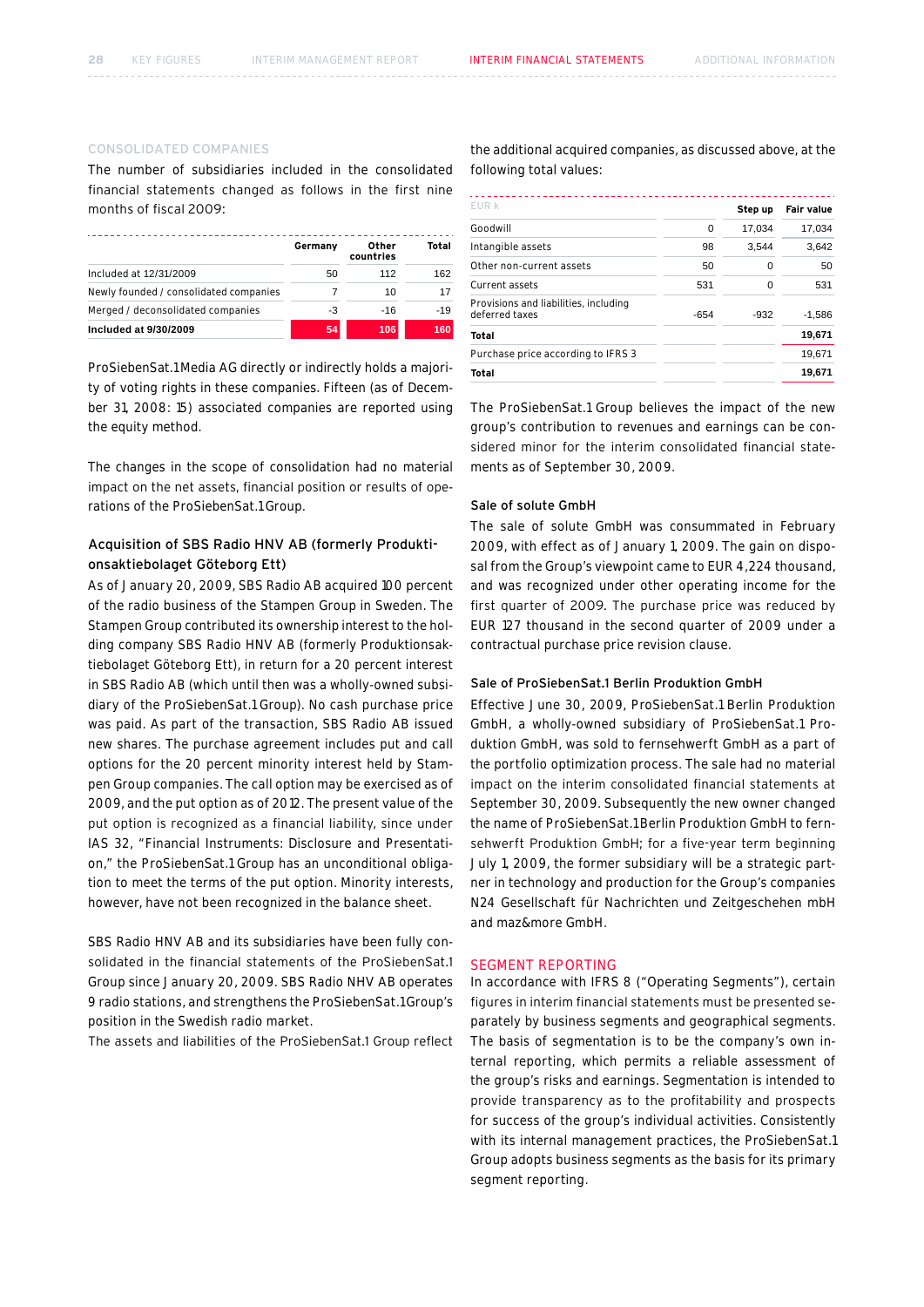## CONSOLIDATED COMPANIES

The number of subsidiaries included in the consolidated financial statements changed as follows in the first nine months of fiscal 2009:

| | Germany | Other countries | Total |
|---|---|---|---|
| Included at 12/31/2009 | 50 | 112 | 162 |
| Newly founded / consolidated companies | 7 | 10 | 17 |
| Merged / deconsolidated companies | -3 | -16 | -19 |
| **Included at 9/30/2009** | **54** | **106** | **160** |

ProSiebenSat.1 Media AG directly or indirectly holds a majority of voting rights in these companies. Fifteen (as of December 31, 2008: 15) associated companies are reported using the equity method.

The changes in the scope of consolidation had no material impact on the net assets, financial position or results of operations of the ProSiebenSat.1 Group.

### Acquisition of SBS Radio HNV AB (formerly Produktionsaktiebolaget Göteborg Ett)

As of January 20, 2009, SBS Radio AB acquired 100 percent of the radio business of the Stampen Group in Sweden. The Stampen Group contributed its ownership interest to the holding company SBS Radio HNV AB (formerly Produktionsaktiebolaget Göteborg Ett), in return for a 20 percent interest in SBS Radio AB (which until then was a wholly-owned subsidiary of the ProSiebenSat.1 Group). No cash purchase price was paid. As part of the transaction, SBS Radio AB issued new shares. The purchase agreement includes put and call options for the 20 percent minority interest held by Stampen Group companies. The call option may be exercised as of 2009, and the put option as of 2012. The present value of the put option is recognized as a financial liability, since under IAS 32, "Financial Instruments: Disclosure and Presentation," the ProSiebenSat.1 Group has an unconditional obligation to meet the terms of the put option. Minority interests, however, have not been recognized in the balance sheet.

SBS Radio HNV AB and its subsidiaries have been fully consolidated in the financial statements of the ProSiebenSat.1 Group since January 20, 2009. SBS Radio NHV AB operates 9 radio stations, and strengthens the ProSiebenSat.1 Group's position in the Swedish radio market.

The assets and liabilities of the ProSiebenSat.1 Group reflect the additional acquired companies, as discussed above, at the following total values:

| EUR k | | Step up | Fair value |
|---|---|---|---|
| Goodwill | 0 | 17,034 | 17,034 |
| Intangible assets | 98 | 3,544 | 3,642 |
| Other non-current assets | 50 | 0 | 50 |
| Current assets | 531 | 0 | 531 |
| Provisions and liabilities, including deferred taxes | -654 | -932 | -1,586 |
| **Total** | | | **19,671** |
| Purchase price according to IFRS 3 | | | 19,671 |
| **Total** | | | **19,671** |

The ProSiebenSat.1 Group believes the impact of the new group's contribution to revenues and earnings can be considered minor for the interim consolidated financial statements as of September 30, 2009.

### Sale of solute GmbH

The sale of solute GmbH was consummated in February 2009, with effect as of January 1, 2009. The gain on disposal from the Group's viewpoint came to EUR 4,224 thousand, and was recognized under other operating income for the first quarter of 2009. The purchase price was reduced by EUR 127 thousand in the second quarter of 2009 under a contractual purchase price revision clause.

### Sale of ProSiebenSat.1 Berlin Produktion GmbH

Effective June 30, 2009, ProSiebenSat.1 Berlin Produktion GmbH, a wholly-owned subsidiary of ProSiebenSat.1 Produktion GmbH, was sold to fernsehwerft GmbH as a part of the portfolio optimization process. The sale had no material impact on the interim consolidated financial statements at September 30, 2009. Subsequently the new owner changed the name of ProSiebenSat.1 Berlin Produktion GmbH to fernsehwerft Produktion GmbH; for a five-year term beginning July 1, 2009, the former subsidiary will be a strategic partner in technology and production for the Group's companies N24 Gesellschaft für Nachrichten und Zeitgeschehen mbH and maz&more GmbH.

## SEGMENT REPORTING

In accordance with IFRS 8 ("Operating Segments"), certain figures in interim financial statements must be presented separately by business segments and geographical segments. The basis of segmentation is to be the company's own internal reporting, which permits a reliable assessment of the group's risks and earnings. Segmentation is intended to provide transparency as to the profitability and prospects for success of the group's individual activities. Consistently with its internal management practices, the ProSiebenSat.1 Group adopts business segments as the basis for its primary segment reporting.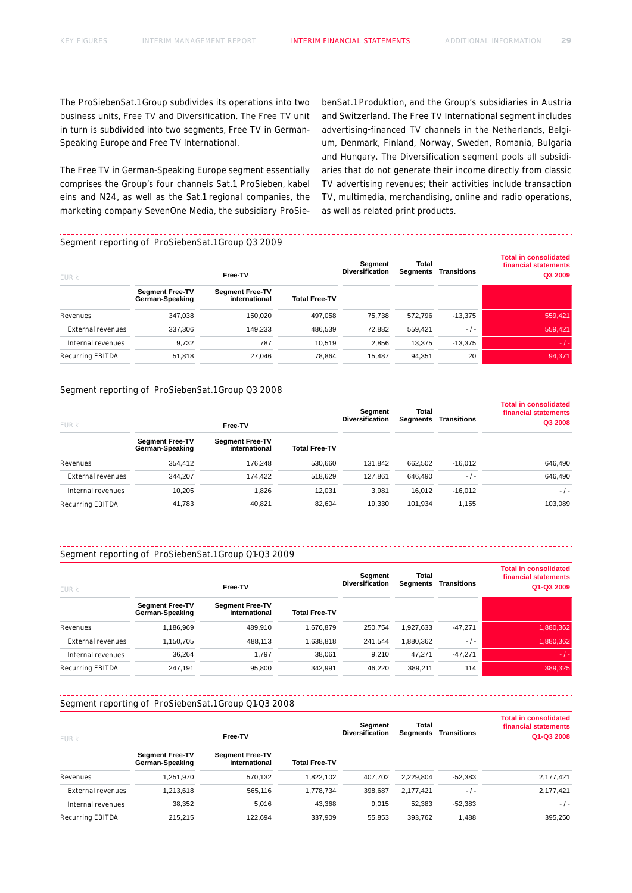The ProSiebenSat.1 Group subdivides its operations into two business units, Free TV and Diversification. The Free TV unit in turn is subdivided into two segments, Free TV in German-Speaking Europe and Free TV International.

The Free TV in German-Speaking Europe segment essentially comprises the Group's four channels Sat.1, ProSieben, kabel eins and N24, as well as the Sat.1 regional companies, the marketing company SevenOne Media, the subsidiary ProSiebenSat.1 Produktion, and the Group's subsidiaries in Austria and Switzerland. The Free TV International segment includes advertising-financed TV channels in the Netherlands, Belgium, Denmark, Finland, Norway, Sweden, Romania, Bulgaria and Hungary. The Diversification segment pools all subsidiaries that do not generate their income directly from classic TV advertising revenues; their activities include transaction TV, multimedia, merchandising, online and radio operations, as well as related print products.

## Segment reporting of ProSiebenSat.1 Group Q3 2009

| EUR k | Free-TV | | | Segment Diversification | Total Segments | Transitions | Total in consolidated financial statements Q3 2009 |
|---|---|---|---|---|---|---|---|
| | Segment Free-TV German-Speaking | Segment Free-TV international | Total Free-TV | | | | |
| Revenues | 347,038 | 150,020 | 497,058 | 75,738 | 572,796 | -13,375 | 559,421 |
| External revenues | 337,306 | 149,233 | 486,539 | 72,882 | 559,421 | - / - | 559,421 |
| Internal revenues | 9,732 | 787 | 10,519 | 2,856 | 13,375 | -13,375 | - / - |
| Recurring EBITDA | 51,818 | 27,046 | 78,864 | 15,487 | 94,351 | 20 | 94,371 |

## Segment reporting of ProSiebenSat.1 Group Q3 2008

| EUR k | Free-TV | | | Segment Diversification | Total Segments | Transitions | Total in consolidated financial statements Q3 2008 |
|---|---|---|---|---|---|---|---|
| | Segment Free-TV German-Speaking | Segment Free-TV international | Total Free-TV | | | | |
| Revenues | 354,412 | 176,248 | 530,660 | 131,842 | 662,502 | -16,012 | 646,490 |
| External revenues | 344,207 | 174,422 | 518,629 | 127,861 | 646,490 | - / - | 646,490 |
| Internal revenues | 10,205 | 1,826 | 12,031 | 3,981 | 16,012 | -16,012 | - / - |
| Recurring EBITDA | 41,783 | 40,821 | 82,604 | 19,330 | 101,934 | 1,155 | 103,089 |

## Segment reporting of ProSiebenSat.1 Group Q1-Q3 2009

| EUR k | Free-TV | | | Segment Diversification | Total Segments | Transitions | Total in consolidated financial statements Q1-Q3 2009 |
|---|---|---|---|---|---|---|---|
| | Segment Free-TV German-Speaking | Segment Free-TV international | Total Free-TV | | | | |
| Revenues | 1,186,969 | 489,910 | 1,676,879 | 250,754 | 1,927,633 | -47,271 | 1,880,362 |
| External revenues | 1,150,705 | 488,113 | 1,638,818 | 241,544 | 1,880,362 | - / - | 1,880,362 |
| Internal revenues | 36,264 | 1,797 | 38,061 | 9,210 | 47,271 | -47,271 | - / - |
| Recurring EBITDA | 247,191 | 95,800 | 342,991 | 46,220 | 389,211 | 114 | 389,325 |

## Segment reporting of ProSiebenSat.1 Group Q1-Q3 2008

| EUR k | Free-TV | | | Segment Diversification | Total Segments | Transitions | Total in consolidated financial statements Q1-Q3 2008 |
|---|---|---|---|---|---|---|---|
| | Segment Free-TV German-Speaking | Segment Free-TV international | Total Free-TV | | | | |
| Revenues | 1,251,970 | 570,132 | 1,822,102 | 407,702 | 2,229,804 | -52,383 | 2,177,421 |
| External revenues | 1,213,618 | 565,116 | 1,778,734 | 398,687 | 2,177,421 | - / - | 2,177,421 |
| Internal revenues | 38,352 | 5,016 | 43,368 | 9,015 | 52,383 | -52,383 | - / - |
| Recurring EBITDA | 215,215 | 122,694 | 337,909 | 55,853 | 393,762 | 1,488 | 395,250 |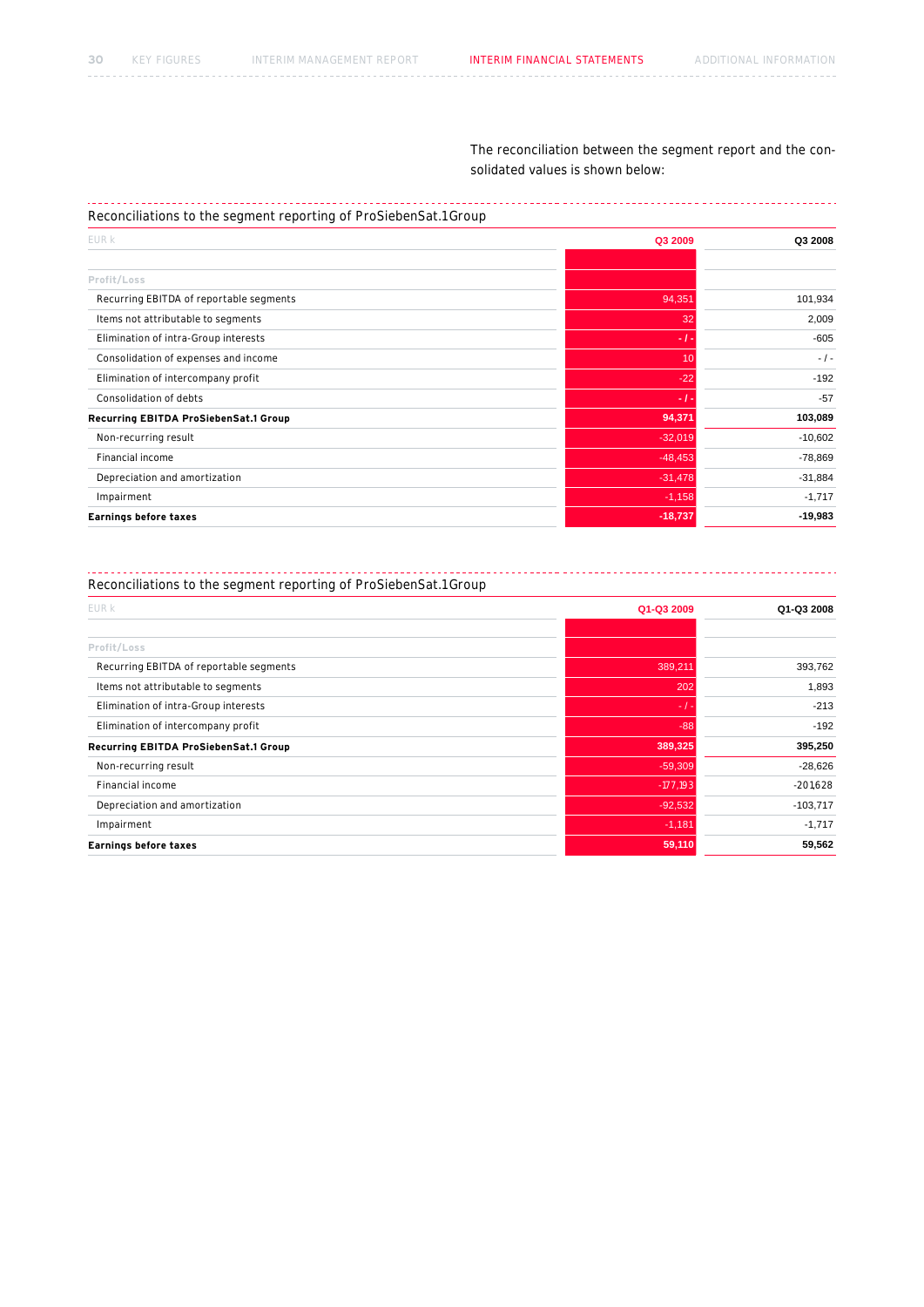The reconciliation between the segment report and the consolidated values is shown below:

## Reconciliations to the segment reporting of ProSiebenSat.1Group

| EUR k | Q3 2009 | Q3 2008 |
|---|---|---|
| **Profit/Loss** | | |
| Recurring EBITDA of reportable segments | 94,351 | 101,934 |
| Items not attributable to segments | 32 | 2,009 |
| Elimination of intra-Group interests | - / - | -605 |
| Consolidation of expenses and income | 10 | - / - |
| Elimination of intercompany profit | -22 | -192 |
| Consolidation of debts | - / - | -57 |
| **Recurring EBITDA ProSiebenSat.1 Group** | **94,371** | **103,089** |
| Non-recurring result | -32,019 | -10,602 |
| Financial income | -48,453 | -78,869 |
| Depreciation and amortization | -31,478 | -31,884 |
| Impairment | -1,158 | -1,717 |
| **Earnings before taxes** | **-18,737** | **-19,983** |

## Reconciliations to the segment reporting of ProSiebenSat.1Group

| EUR k | Q1-Q3 2009 | Q1-Q3 2008 |
|---|---|---|
| **Profit/Loss** | | |
| Recurring EBITDA of reportable segments | 389,211 | 393,762 |
| Items not attributable to segments | 202 | 1,893 |
| Elimination of intra-Group interests | - / - | -213 |
| Elimination of intercompany profit | -88 | -192 |
| **Recurring EBITDA ProSiebenSat.1 Group** | **389,325** | **395,250** |
| Non-recurring result | -59,309 | -28,626 |
| Financial income | -177,193 | -201,628 |
| Depreciation and amortization | -92,532 | -103,717 |
| Impairment | -1,181 | -1,717 |
| **Earnings before taxes** | **59,110** | **59,562** |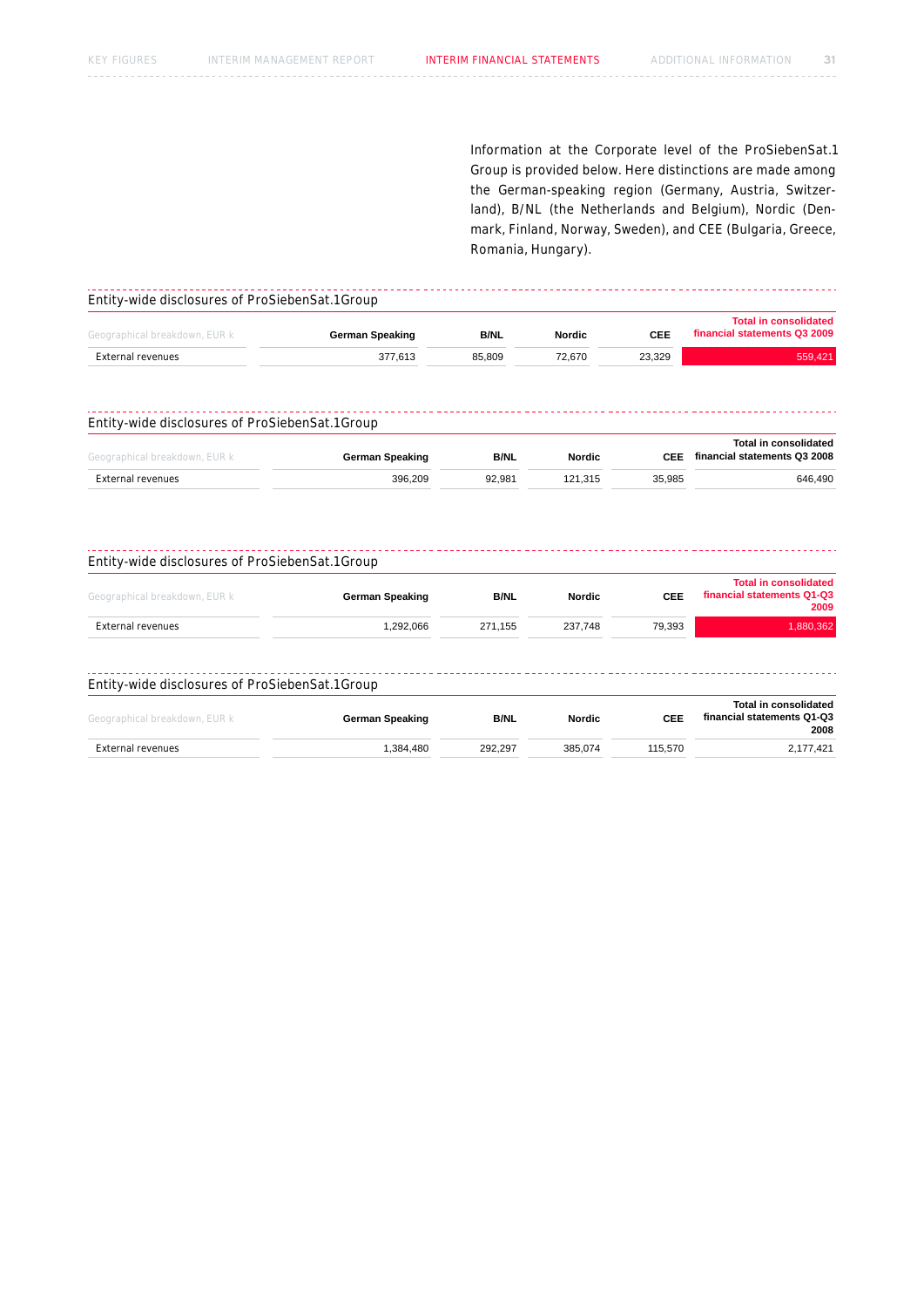Information at the Corporate level of the ProSiebenSat.1 Group is provided below. Here distinctions are made among the German-speaking region (Germany, Austria, Switzerland), B/NL (the Netherlands and Belgium), Nordic (Denmark, Finland, Norway, Sweden), and CEE (Bulgaria, Greece, Romania, Hungary).

### Entity-wide disclosures of ProSiebenSat.1Group

| Geographical breakdown, EUR k | German Speaking | B/NL | Nordic | CEE | Total in consolidated financial statements Q3 2009 |
|---|---|---|---|---|---|
| External revenues | 377,613 | 85,809 | 72,670 | 23,329 | 559,421 |

### Entity-wide disclosures of ProSiebenSat.1Group

| Geographical breakdown, EUR k | German Speaking | B/NL | Nordic | CEE | Total in consolidated financial statements Q3 2008 |
|---|---|---|---|---|---|
| External revenues | 396,209 | 92,981 | 121,315 | 35,985 | 646,490 |

### Entity-wide disclosures of ProSiebenSat.1Group

| Geographical breakdown, EUR k | German Speaking | B/NL | Nordic | CEE | Total in consolidated financial statements Q1-Q3 2009 |
|---|---|---|---|---|---|
| External revenues | 1,292,066 | 271,155 | 237,748 | 79,393 | 1,880,362 |

### Entity-wide disclosures of ProSiebenSat.1Group

| Geographical breakdown, EUR k | German Speaking | B/NL | Nordic | CEE | Total in consolidated financial statements Q1-Q3 2008 |
|---|---|---|---|---|---|
| External revenues | 1,384,480 | 292,297 | 385,074 | 115,570 | 2,177,421 |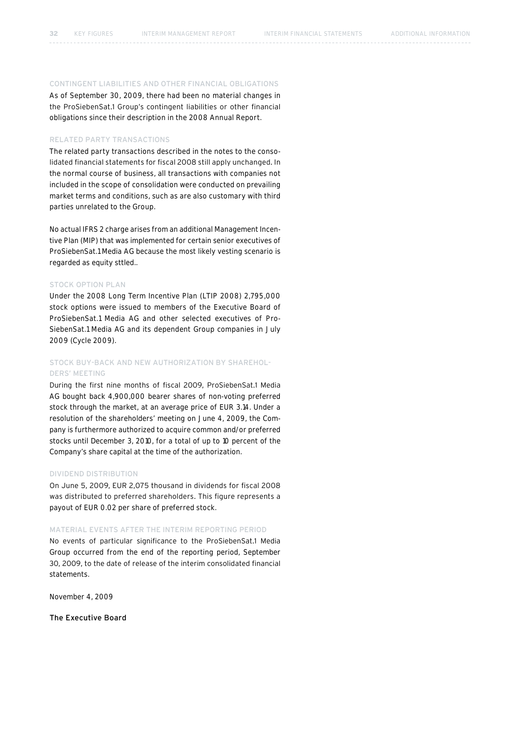## CONTINGENT LIABILITIES AND OTHER FINANCIAL OBLIGATIONS

As of September 30, 2009, there had been no material changes in the ProSiebenSat.1 Group's contingent liabilities or other financial obligations since their description in the 2008 Annual Report.

## RELATED PARTY TRANSACTIONS

The related party transactions described in the notes to the consolidated financial statements for fiscal 2008 still apply unchanged. In the normal course of business, all transactions with companies not included in the scope of consolidation were conducted on prevailing market terms and conditions, such as are also customary with third parties unrelated to the Group.

No actual IFRS 2 charge arises from an additional Management Incentive Plan (MIP) that was implemented for certain senior executives of ProSiebenSat.1 Media AG because the most likely vesting scenario is regarded as equity sttled..

## STOCK OPTION PLAN

Under the 2008 Long Term Incentive Plan (LTIP 2008) 2,795,000 stock options were issued to members of the Executive Board of ProSiebenSat.1 Media AG and other selected executives of ProSiebenSat.1 Media AG and its dependent Group companies in July 2009 (Cycle 2009).

## STOCK BUY-BACK AND NEW AUTHORIZATION BY SHAREHOLDERS' MEETING

During the first nine months of fiscal 2009, ProSiebenSat.1 Media AG bought back 4,900,000 bearer shares of non-voting preferred stock through the market, at an average price of EUR 3.14. Under a resolution of the shareholders' meeting on June 4, 2009, the Company is furthermore authorized to acquire common and/or preferred stocks until December 3, 2010, for a total of up to 10 percent of the Company's share capital at the time of the authorization.

## DIVIDEND DISTRIBUTION

On June 5, 2009, EUR 2,075 thousand in dividends for fiscal 2008 was distributed to preferred shareholders. This figure represents a payout of EUR 0.02 per share of preferred stock.

## MATERIAL EVENTS AFTER THE INTERIM REPORTING PERIOD

No events of particular significance to the ProSiebenSat.1 Media Group occurred from the end of the reporting period, September 30, 2009, to the date of release of the interim consolidated financial statements.

November 4, 2009

**The Executive Board**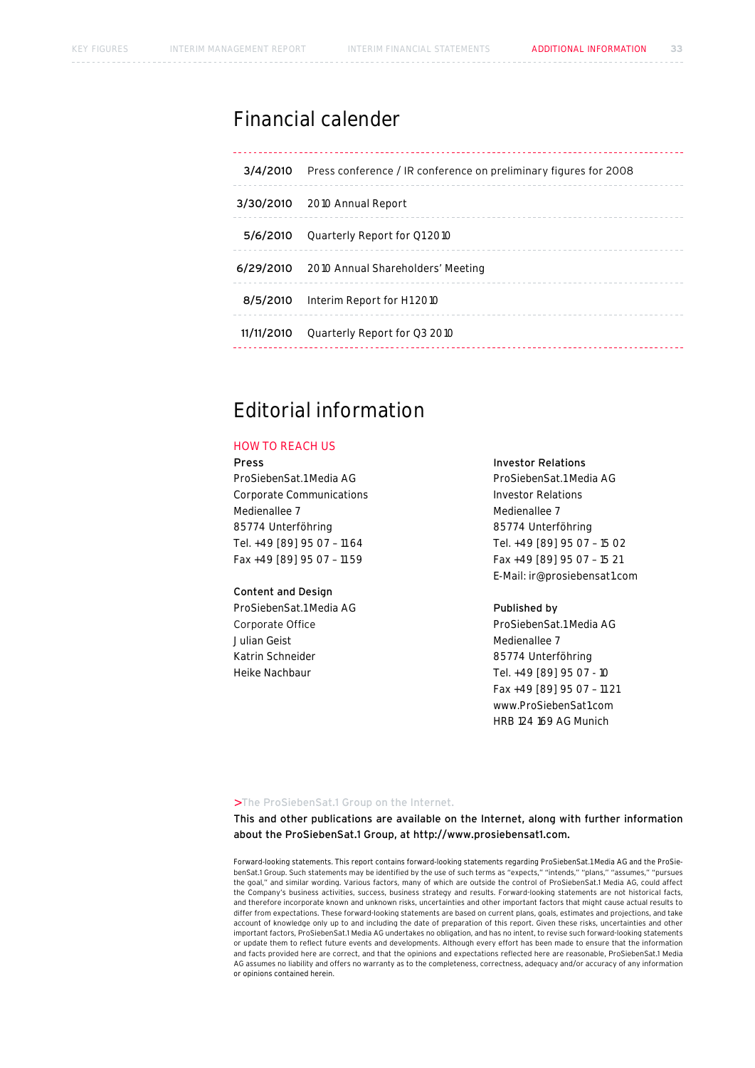# Financial calender

| | |
|---|---|
| 3/4/2010 | Press conference / IR conference on preliminary figures for 2008 |
| 3/30/2010 | 2010 Annual Report |
| 5/6/2010 | Quarterly Report for Q1 2010 |
| 6/29/2010 | 2010 Annual Shareholders' Meeting |
| 8/5/2010 | Interim Report for H1 2010 |
| 11/11/2010 | Quarterly Report for Q3 2010 |

# Editorial information

## HOW TO REACH US

**Press**
ProSiebenSat.1 Media AG
Corporate Communications
Medienallee 7
85774 Unterföhring
Tel. +49 [89] 95 07 – 1164
Fax +49 [89] 95 07 – 1159

**Content and Design**
ProSiebenSat.1 Media AG
Corporate Office
Julian Geist
Katrin Schneider
Heike Nachbaur

**Investor Relations**
ProSiebenSat.1 Media AG
Investor Relations
Medienallee 7
85774 Unterföhring
Tel. +49 [89] 95 07 – 15 02
Fax +49 [89] 95 07 – 15 21
E-Mail: ir@prosiebensat1.com

**Published by**
ProSiebenSat.1 Media AG
Medienallee 7
85774 Unterföhring
Tel. +49 [89] 95 07 - 10
Fax +49 [89] 95 07 – 1121
www.ProSiebenSat1.com
HRB 124 169 AG Munich

>The ProSiebenSat.1 Group on the Internet.

**This and other publications are available on the Internet, along with further information about the ProSiebenSat.1 Group, at http://www.prosiebensat1.com.**

Forward-looking statements. This report contains forward-looking statements regarding ProSiebenSat.1 Media AG and the ProSiebenSat.1 Group. Such statements may be identified by the use of such terms as "expects," "intends," "plans," "assumes," "pursues the goal," and similar wording. Various factors, many of which are outside the control of ProSiebenSat.1 Media AG, could affect the Company's business activities, success, business strategy and results. Forward-looking statements are not historical facts, and therefore incorporate known and unknown risks, uncertainties and other important factors that might cause actual results to differ from expectations. These forward-looking statements are based on current plans, goals, estimates and projections, and take account of knowledge only up to and including the date of preparation of this report. Given these risks, uncertainties and other important factors, ProSiebenSat.1 Media AG undertakes no obligation, and has no intent, to revise such forward-looking statements or update them to reflect future events and developments. Although every effort has been made to ensure that the information and facts provided here are correct, and that the opinions and expectations reflected here are reasonable, ProSiebenSat.1 Media AG assumes no liability and offers no warranty as to the completeness, correctness, adequacy and/or accuracy of any information or opinions contained herein.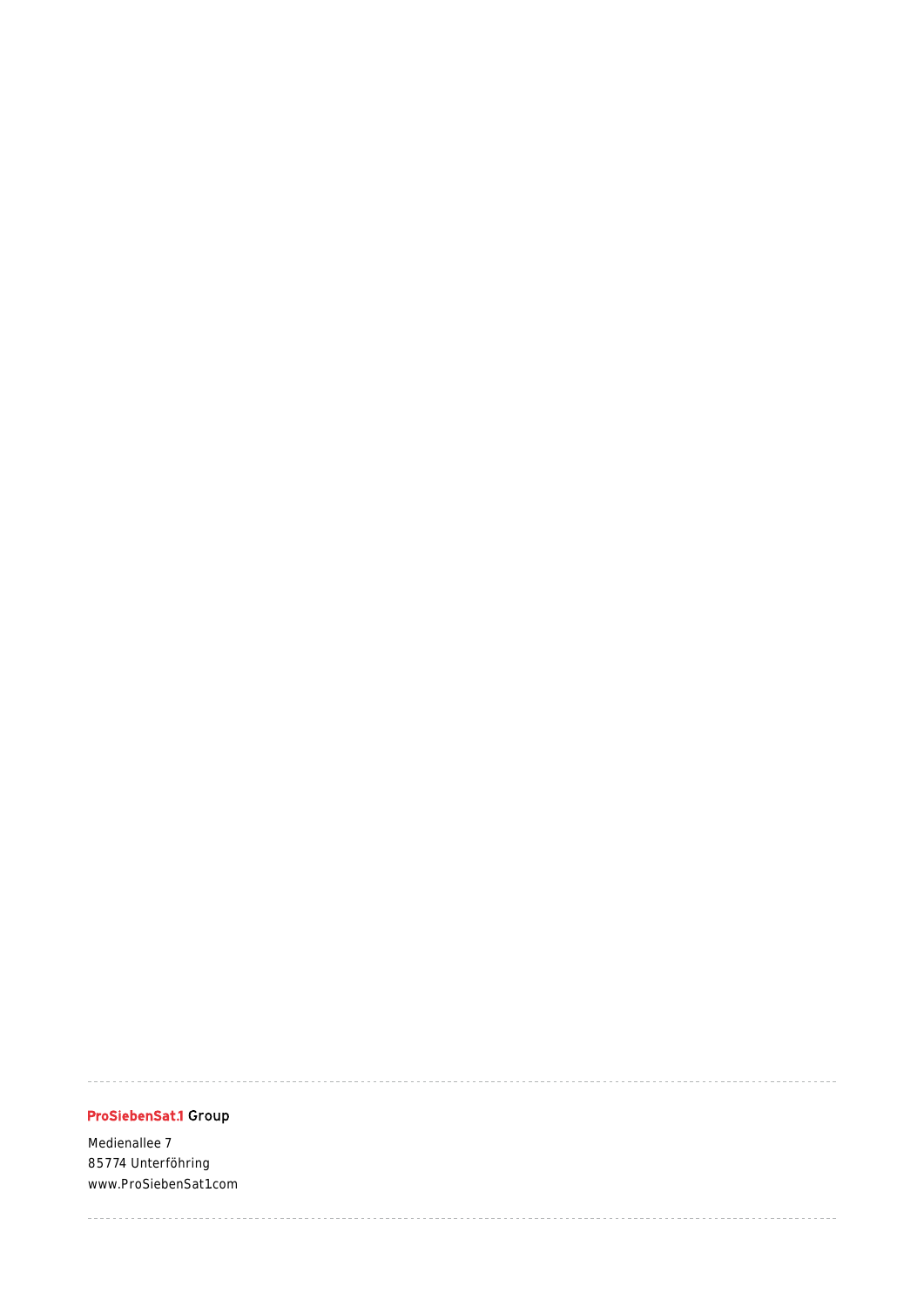**ProSiebenSat.1 Group**

Medienallee 7
85774 Unterföhring
www.ProSiebenSat1com